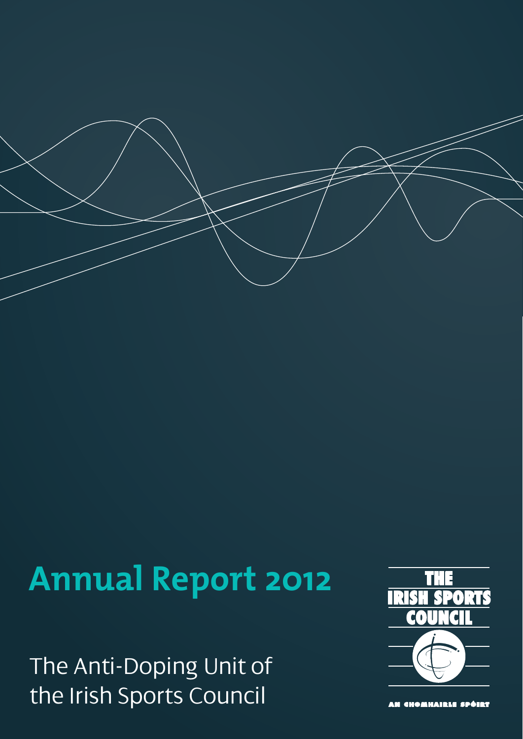# Annual Report 2012

The Anti-Doping Unit of the Irish Sports Council

THE IRISH SPORTS COUNCIL

AN CHOMHAIRLE SPÓIRT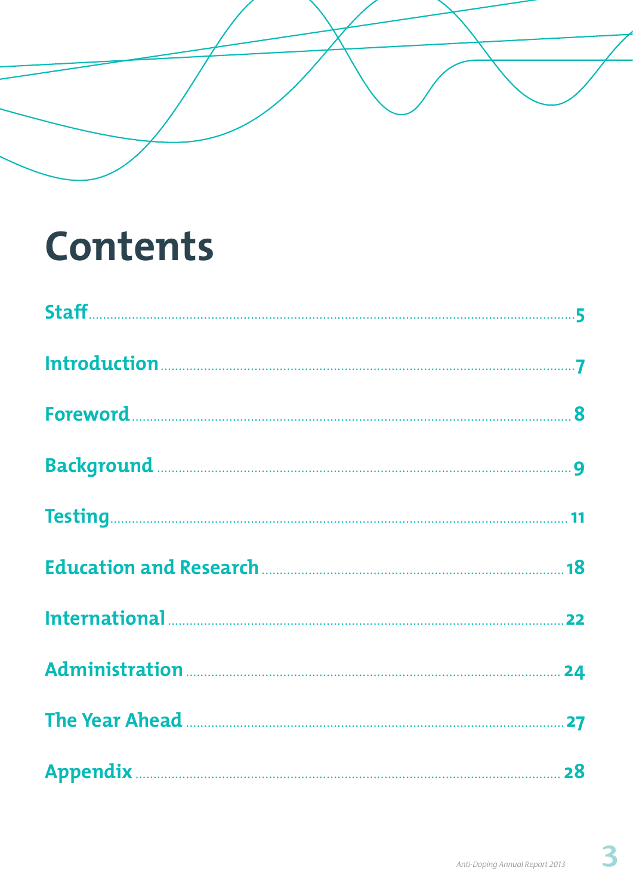# Contents

| | |
|---|---|
| Staff | 5 |
| Introduction | 7 |
| Foreword | 8 |
| Background | 9 |
| Testing | 11 |
| Education and Research | 18 |
| International | 22 |
| Administration | 24 |
| The Year Ahead | 27 |
| Appendix | 28 |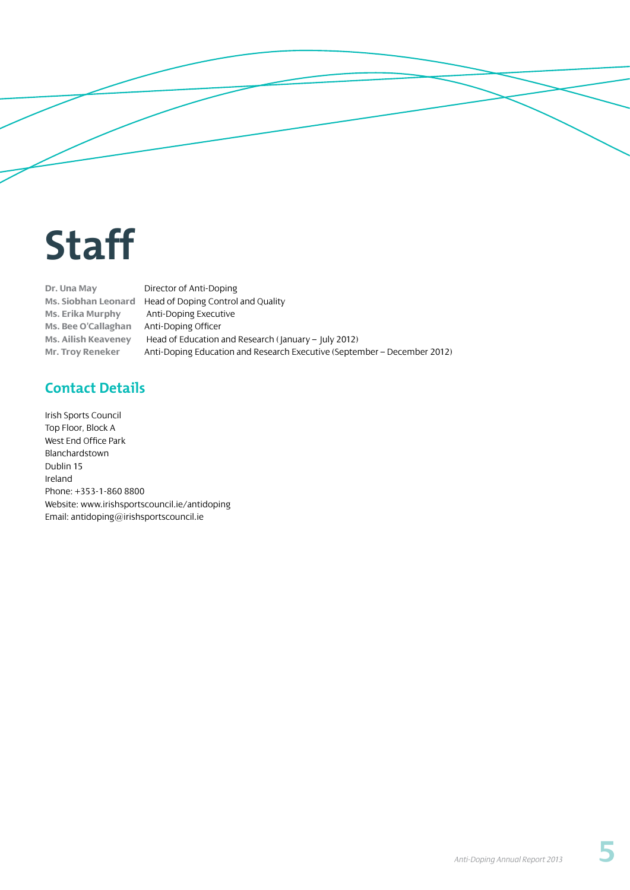# Staff

| | |
|---|---|
| **Dr. Una May** | Director of Anti-Doping |
| **Ms. Siobhan Leonard** | Head of Doping Control and Quality |
| **Ms. Erika Murphy** | Anti-Doping Executive |
| **Ms. Bee O'Callaghan** | Anti-Doping Officer |
| **Ms. Ailish Keaveney** | Head of Education and Research (January – July 2012) |
| **Mr. Troy Reneker** | Anti-Doping Education and Research Executive (September – December 2012) |

## Contact Details

Irish Sports Council  
Top Floor, Block A  
West End Office Park  
Blanchardstown  
Dublin 15  
Ireland  
Phone: +353-1-860 8800  
Website: www.irishsportscouncil.ie/antidoping  
Email: antidoping@irishsportscouncil.ie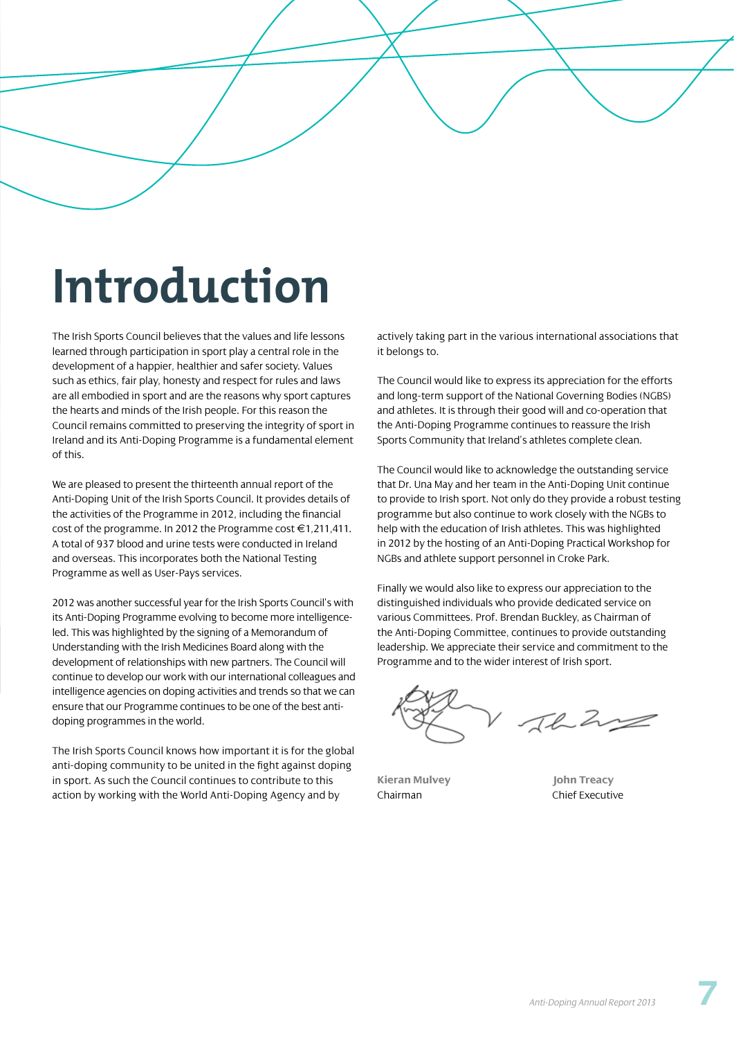# Introduction

The Irish Sports Council believes that the values and life lessons learned through participation in sport play a central role in the development of a happier, healthier and safer society. Values such as ethics, fair play, honesty and respect for rules and laws are all embodied in sport and are the reasons why sport captures the hearts and minds of the Irish people. For this reason the Council remains committed to preserving the integrity of sport in Ireland and its Anti-Doping Programme is a fundamental element of this.

We are pleased to present the thirteenth annual report of the Anti-Doping Unit of the Irish Sports Council. It provides details of the activities of the Programme in 2012, including the financial cost of the programme. In 2012 the Programme cost €1,211,411. A total of 937 blood and urine tests were conducted in Ireland and overseas. This incorporates both the National Testing Programme as well as User-Pays services.

2012 was another successful year for the Irish Sports Council's with its Anti-Doping Programme evolving to become more intelligence-led. This was highlighted by the signing of a Memorandum of Understanding with the Irish Medicines Board along with the development of relationships with new partners. The Council will continue to develop our work with our international colleagues and intelligence agencies on doping activities and trends so that we can ensure that our Programme continues to be one of the best anti-doping programmes in the world.

The Irish Sports Council knows how important it is for the global anti-doping community to be united in the fight against doping in sport. As such the Council continues to contribute to this action by working with the World Anti-Doping Agency and by actively taking part in the various international associations that it belongs to.

The Council would like to express its appreciation for the efforts and long-term support of the National Governing Bodies (NGBS) and athletes. It is through their good will and co-operation that the Anti-Doping Programme continues to reassure the Irish Sports Community that Ireland's athletes complete clean.

The Council would like to acknowledge the outstanding service that Dr. Una May and her team in the Anti-Doping Unit continue to provide to Irish sport. Not only do they provide a robust testing programme but also continue to work closely with the NGBs to help with the education of Irish athletes. This was highlighted in 2012 by the hosting of an Anti-Doping Practical Workshop for NGBs and athlete support personnel in Croke Park.

Finally we would also like to express our appreciation to the distinguished individuals who provide dedicated service on various Committees. Prof. Brendan Buckley, as Chairman of the Anti-Doping Committee, continues to provide outstanding leadership. We appreciate their service and commitment to the Programme and to the wider interest of Irish sport.

**Kieran Mulvey**
Chairman

**John Treacy**
Chief Executive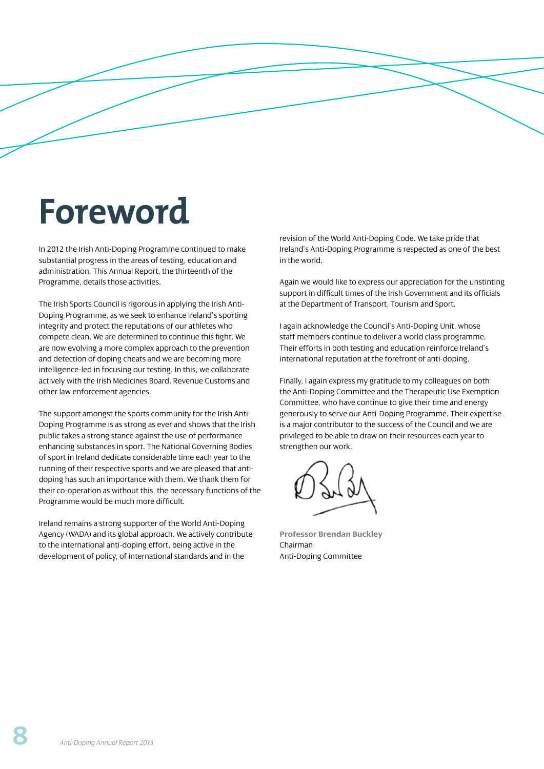# Foreword

In 2012 the Irish Anti-Doping Programme continued to make substantial progress in the areas of testing, education and administration. This Annual Report, the thirteenth of the Programme, details those activities.

The Irish Sports Council is rigorous in applying the Irish Anti-Doping Programme, as we seek to enhance Ireland's sporting integrity and protect the reputations of our athletes who compete clean. We are determined to continue this fight. We are now evolving a more complex approach to the prevention and detection of doping cheats and we are becoming more intelligence-led in focusing our testing. In this, we collaborate actively with the Irish Medicines Board, Revenue Customs and other law enforcement agencies.

The support amongst the sports community for the Irish Anti-Doping Programme is as strong as ever and shows that the Irish public takes a strong stance against the use of performance enhancing substances in sport. The National Governing Bodies of sport in Ireland dedicate considerable time each year to the running of their respective sports and we are pleased that anti-doping has such an importance with them. We thank them for their co-operation as without this, the necessary functions of the Programme would be much more difficult.

Ireland remains a strong supporter of the World Anti-Doping Agency (WADA) and its global approach. We actively contribute to the international anti-doping effort, being active in the development of policy, of international standards and in the revision of the World Anti-Doping Code. We take pride that Ireland's Anti-Doping Programme is respected as one of the best in the world.

Again we would like to express our appreciation for the unstinting support in difficult times of the Irish Government and its officials at the Department of Transport, Tourism and Sport.

I again acknowledge the Council's Anti-Doping Unit, whose staff members continue to deliver a world class programme. Their efforts in both testing and education reinforce Ireland's international reputation at the forefront of anti-doping.

Finally, I again express my gratitude to my colleagues on both the Anti-Doping Committee and the Therapeutic Use Exemption Committee, who have continue to give their time and energy generously to serve our Anti-Doping Programme. Their expertise is a major contributor to the success of the Council and we are privileged to be able to draw on their resources each year to strengthen our work.

**Professor Brendan Buckley**
Chairman
Anti-Doping Committee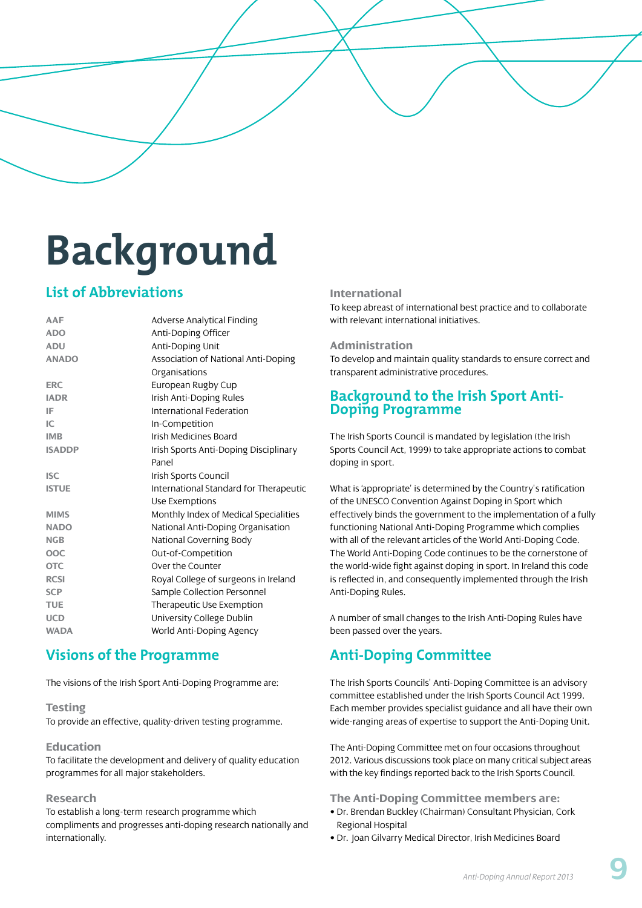# Background

## List of Abbreviations

| | |
|---|---|
| AAF | Adverse Analytical Finding |
| ADO | Anti-Doping Officer |
| ADU | Anti-Doping Unit |
| ANADO | Association of National Anti-Doping Organisations |
| ERC | European Rugby Cup |
| IADR | Irish Anti-Doping Rules |
| IF | International Federation |
| IC | In-Competition |
| IMB | Irish Medicines Board |
| ISADDP | Irish Sports Anti-Doping Disciplinary Panel |
| ISC | Irish Sports Council |
| ISTUE | International Standard for Therapeutic Use Exemptions |
| MIMS | Monthly Index of Medical Specialities |
| NADO | National Anti-Doping Organisation |
| NGB | National Governing Body |
| OOC | Out-of-Competition |
| OTC | Over the Counter |
| RCSI | Royal College of surgeons in Ireland |
| SCP | Sample Collection Personnel |
| TUE | Therapeutic Use Exemption |
| UCD | University College Dublin |
| WADA | World Anti-Doping Agency |

## Visions of the Programme

The visions of the Irish Sport Anti-Doping Programme are:

### Testing

To provide an effective, quality-driven testing programme.

### Education

To facilitate the development and delivery of quality education programmes for all major stakeholders.

### Research

To establish a long-term research programme which compliments and progresses anti-doping research nationally and internationally.

### International

To keep abreast of international best practice and to collaborate with relevant international initiatives.

### Administration

To develop and maintain quality standards to ensure correct and transparent administrative procedures.

## Background to the Irish Sport Anti-Doping Programme

The Irish Sports Council is mandated by legislation (the Irish Sports Council Act, 1999) to take appropriate actions to combat doping in sport.

What is 'appropriate' is determined by the Country's ratification of the UNESCO Convention Against Doping in Sport which effectively binds the government to the implementation of a fully functioning National Anti-Doping Programme which complies with all of the relevant articles of the World Anti-Doping Code. The World Anti-Doping Code continues to be the cornerstone of the world-wide fight against doping in sport. In Ireland this code is reflected in, and consequently implemented through the Irish Anti-Doping Rules.

A number of small changes to the Irish Anti-Doping Rules have been passed over the years.

## Anti-Doping Committee

The Irish Sports Councils' Anti-Doping Committee is an advisory committee established under the Irish Sports Council Act 1999. Each member provides specialist guidance and all have their own wide-ranging areas of expertise to support the Anti-Doping Unit.

The Anti-Doping Committee met on four occasions throughout 2012. Various discussions took place on many critical subject areas with the key findings reported back to the Irish Sports Council.

### The Anti-Doping Committee members are:

- Dr. Brendan Buckley (Chairman) Consultant Physician, Cork Regional Hospital
- Dr. Joan Gilvarry Medical Director, Irish Medicines Board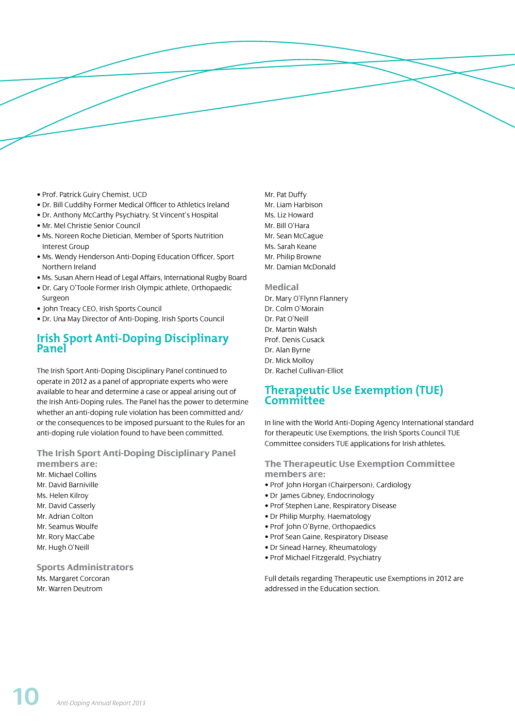- Prof. Patrick Guiry Chemist, UCD
- Dr. Bill Cuddihy Former Medical Officer to Athletics Ireland
- Dr. Anthony McCarthy Psychiatry, St Vincent's Hospital
- Mr. Mel Christie Senior Council
- Ms. Noreen Roche Dietician, Member of Sports Nutrition Interest Group
- Ms. Wendy Henderson Anti-Doping Education Officer, Sport Northern Ireland
- Ms. Susan Ahern Head of Legal Affairs, International Rugby Board
- Dr. Gary O'Toole Former Irish Olympic athlete, Orthopaedic Surgeon
- John Treacy CEO, Irish Sports Council
- Dr. Una May Director of Anti-Doping, Irish Sports Council

## Irish Sport Anti-Doping Disciplinary Panel

The Irish Sport Anti-Doping Disciplinary Panel continued to operate in 2012 as a panel of appropriate experts who were available to hear and determine a case or appeal arising out of the Irish Anti-Doping rules. The Panel has the power to determine whether an anti-doping rule violation has been committed and/or the consequences to be imposed pursuant to the Rules for an anti-doping rule violation found to have been committed.

### The Irish Sport Anti-Doping Disciplinary Panel members are:

Mr. Michael Collins
Mr. David Barniville
Ms. Helen Kilroy
Mr. David Casserly
Mr. Adrian Colton
Mr. Seamus Woulfe
Mr. Rory MacCabe
Mr. Hugh O'Neill

### Sports Administrators

Ms. Margaret Corcoran
Mr. Warren Deutrom
Mr. Pat Duffy
Mr. Liam Harbison
Ms. Liz Howard
Mr. Bill O'Hara
Mr. Sean McCague
Ms. Sarah Keane
Mr. Philip Browne
Mr. Damian McDonald

### Medical

Dr. Mary O'Flynn Flannery
Dr. Colm O'Morain
Dr. Pat O'Neill
Dr. Martin Walsh
Prof. Denis Cusack
Dr. Alan Byrne
Dr. Mick Molloy
Dr. Rachel Cullivan-Elliot

## Therapeutic Use Exemption (TUE) Committee

In line with the World Anti-Doping Agency International standard for therapeutic Use Exemptions, the Irish Sports Council TUE Committee considers TUE applications for Irish athletes.

### The Therapeutic Use Exemption Committee members are:

- Prof John Horgan (Chairperson), Cardiology
- Dr James Gibney, Endocrinology
- Prof Stephen Lane, Respiratory Disease
- Dr Philip Murphy, Haematology
- Prof John O'Byrne, Orthopaedics
- Prof Sean Gaine, Respiratory Disease
- Dr Sinead Harney, Rheumatology
- Prof Michael Fitzgerald, Psychiatry

Full details regarding Therapeutic use Exemptions in 2012 are addressed in the Education section.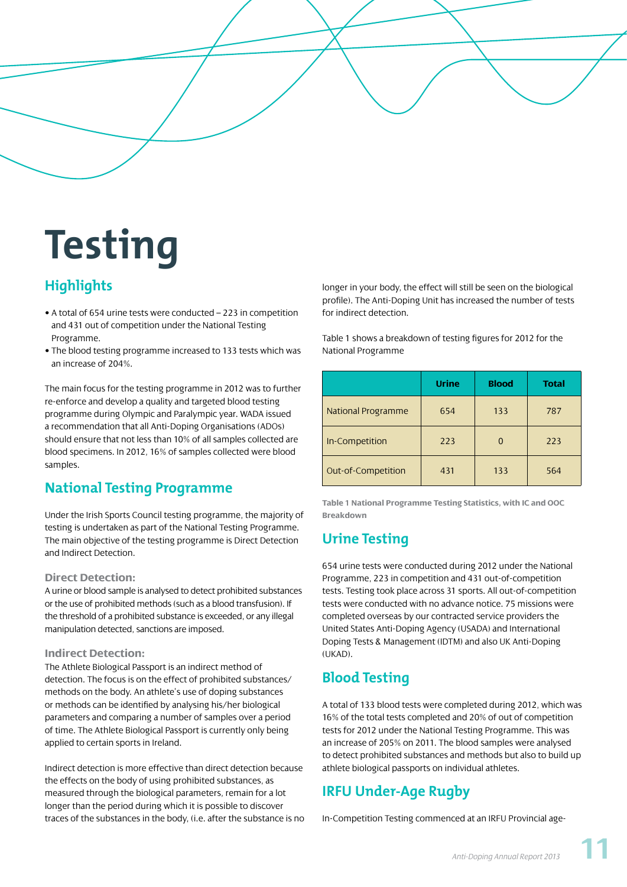# Testing

## Highlights

- A total of 654 urine tests were conducted – 223 in competition and 431 out of competition under the National Testing Programme.
- The blood testing programme increased to 133 tests which was an increase of 204%.

The main focus for the testing programme in 2012 was to further re-enforce and develop a quality and targeted blood testing programme during Olympic and Paralympic year. WADA issued a recommendation that all Anti-Doping Organisations (ADOs) should ensure that not less than 10% of all samples collected are blood specimens. In 2012, 16% of samples collected were blood samples.

## National Testing Programme

Under the Irish Sports Council testing programme, the majority of testing is undertaken as part of the National Testing Programme. The main objective of the testing programme is Direct Detection and Indirect Detection.

### Direct Detection:

A urine or blood sample is analysed to detect prohibited substances or the use of prohibited methods (such as a blood transfusion). If the threshold of a prohibited substance is exceeded, or any illegal manipulation detected, sanctions are imposed.

### Indirect Detection:

The Athlete Biological Passport is an indirect method of detection. The focus is on the effect of prohibited substances/methods on the body. An athlete's use of doping substances or methods can be identified by analysing his/her biological parameters and comparing a number of samples over a period of time. The Athlete Biological Passport is currently only being applied to certain sports in Ireland.

Indirect detection is more effective than direct detection because the effects on the body of using prohibited substances, as measured through the biological parameters, remain for a lot longer than the period during which it is possible to discover traces of the substances in the body, (i.e. after the substance is no longer in your body, the effect will still be seen on the biological profile). The Anti-Doping Unit has increased the number of tests for indirect detection.

Table 1 shows a breakdown of testing figures for 2012 for the National Programme

| | Urine | Blood | Total |
|---|---|---|---|
| National Programme | 654 | 133 | 787 |
| In-Competition | 223 | 0 | 223 |
| Out-of-Competition | 431 | 133 | 564 |

**Table 1 National Programme Testing Statistics, with IC and OOC Breakdown**

## Urine Testing

654 urine tests were conducted during 2012 under the National Programme, 223 in competition and 431 out-of-competition tests. Testing took place across 31 sports. All out-of-competition tests were conducted with no advance notice. 75 missions were completed overseas by our contracted service providers the United States Anti-Doping Agency (USADA) and International Doping Tests & Management (IDTM) and also UK Anti-Doping (UKAD).

## Blood Testing

A total of 133 blood tests were completed during 2012, which was 16% of the total tests completed and 20% of out of competition tests for 2012 under the National Testing Programme. This was an increase of 205% on 2011. The blood samples were analysed to detect prohibited substances and methods but also to build up athlete biological passports on individual athletes.

## IRFU Under-Age Rugby

In-Competition Testing commenced at an IRFU Provincial age-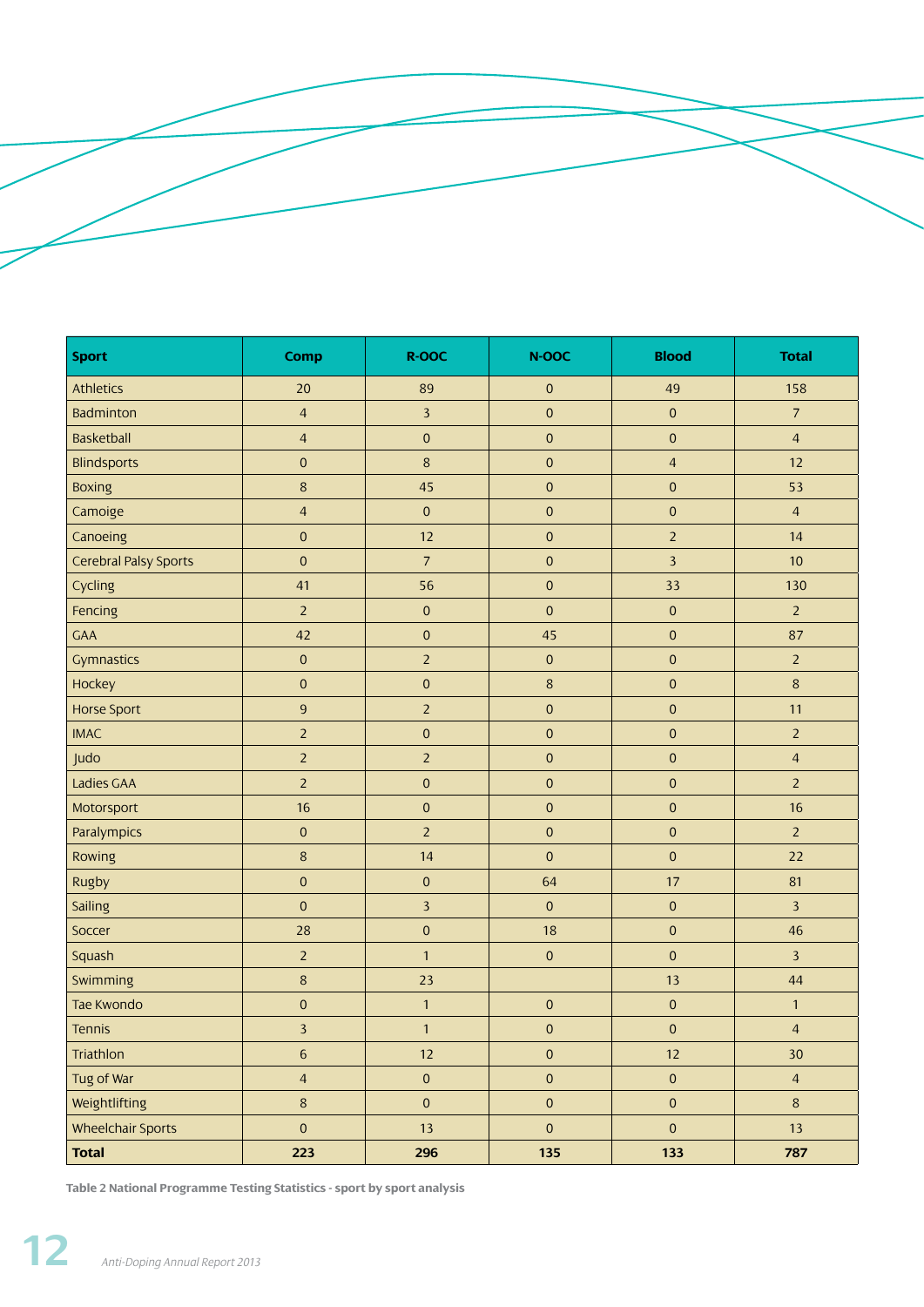| Sport | Comp | R-OOC | N-OOC | Blood | Total |
|---|---|---|---|---|---|
| Athletics | 20 | 89 | 0 | 49 | 158 |
| Badminton | 4 | 3 | 0 | 0 | 7 |
| Basketball | 4 | 0 | 0 | 0 | 4 |
| Blindsports | 0 | 8 | 0 | 4 | 12 |
| Boxing | 8 | 45 | 0 | 0 | 53 |
| Camoige | 4 | 0 | 0 | 0 | 4 |
| Canoeing | 0 | 12 | 0 | 2 | 14 |
| Cerebral Palsy Sports | 0 | 7 | 0 | 3 | 10 |
| Cycling | 41 | 56 | 0 | 33 | 130 |
| Fencing | 2 | 0 | 0 | 0 | 2 |
| GAA | 42 | 0 | 45 | 0 | 87 |
| Gymnastics | 0 | 2 | 0 | 0 | 2 |
| Hockey | 0 | 0 | 8 | 0 | 8 |
| Horse Sport | 9 | 2 | 0 | 0 | 11 |
| IMAC | 2 | 0 | 0 | 0 | 2 |
| Judo | 2 | 2 | 0 | 0 | 4 |
| Ladies GAA | 2 | 0 | 0 | 0 | 2 |
| Motorsport | 16 | 0 | 0 | 0 | 16 |
| Paralympics | 0 | 2 | 0 | 0 | 2 |
| Rowing | 8 | 14 | 0 | 0 | 22 |
| Rugby | 0 | 0 | 64 | 17 | 81 |
| Sailing | 0 | 3 | 0 | 0 | 3 |
| Soccer | 28 | 0 | 18 | 0 | 46 |
| Squash | 2 | 1 | 0 | 0 | 3 |
| Swimming | 8 | 23 | | 13 | 44 |
| Tae Kwondo | 0 | 1 | 0 | 0 | 1 |
| Tennis | 3 | 1 | 0 | 0 | 4 |
| Triathlon | 6 | 12 | 0 | 12 | 30 |
| Tug of War | 4 | 0 | 0 | 0 | 4 |
| Weightlifting | 8 | 0 | 0 | 0 | 8 |
| Wheelchair Sports | 0 | 13 | 0 | 0 | 13 |
| **Total** | **223** | **296** | **135** | **133** | **787** |

**Table 2 National Programme Testing Statistics - sport by sport analysis**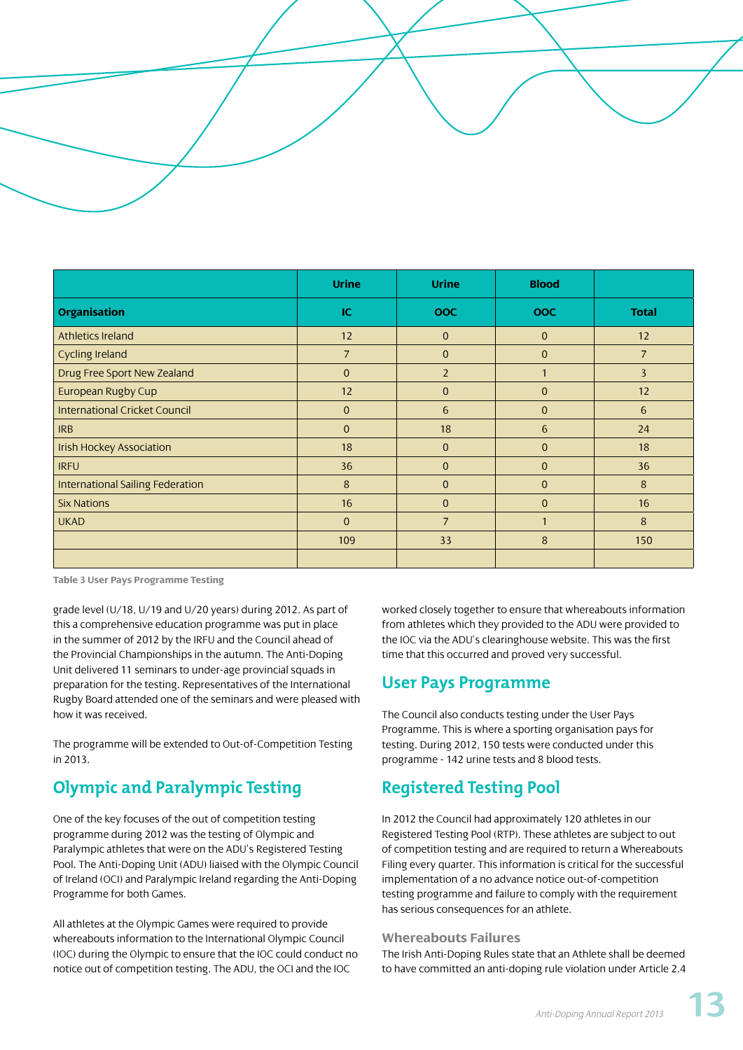| | Urine | Urine | Blood | |
|---|---|---|---|---|
| **Organisation** | **IC** | **OOC** | **OOC** | **Total** |
| Athletics Ireland | 12 | 0 | 0 | 12 |
| Cycling Ireland | 7 | 0 | 0 | 7 |
| Drug Free Sport New Zealand | 0 | 2 | 1 | 3 |
| European Rugby Cup | 12 | 0 | 0 | 12 |
| International Cricket Council | 0 | 6 | 0 | 6 |
| IRB | 0 | 18 | 6 | 24 |
| Irish Hockey Association | 18 | 0 | 0 | 18 |
| IRFU | 36 | 0 | 0 | 36 |
| International Sailing Federation | 8 | 0 | 0 | 8 |
| Six Nations | 16 | 0 | 0 | 16 |
| UKAD | 0 | 7 | 1 | 8 |
| | 109 | 33 | 8 | 150 |
| | | | | |

**Table 3 User Pays Programme Testing**

grade level (U/18, U/19 and U/20 years) during 2012. As part of this a comprehensive education programme was put in place in the summer of 2012 by the IRFU and the Council ahead of the Provincial Championships in the autumn. The Anti-Doping Unit delivered 11 seminars to under-age provincial squads in preparation for the testing. Representatives of the International Rugby Board attended one of the seminars and were pleased with how it was received.

The programme will be extended to Out-of-Competition Testing in 2013.

## Olympic and Paralympic Testing

One of the key focuses of the out of competition testing programme during 2012 was the testing of Olympic and Paralympic athletes that were on the ADU's Registered Testing Pool. The Anti-Doping Unit (ADU) liaised with the Olympic Council of Ireland (OCI) and Paralympic Ireland regarding the Anti-Doping Programme for both Games.

All athletes at the Olympic Games were required to provide whereabouts information to the International Olympic Council (IOC) during the Olympic to ensure that the IOC could conduct no notice out of competition testing. The ADU, the OCI and the IOC worked closely together to ensure that whereabouts information from athletes which they provided to the ADU were provided to the IOC via the ADU's clearinghouse website. This was the first time that this occurred and proved very successful.

## User Pays Programme

The Council also conducts testing under the User Pays Programme. This is where a sporting organisation pays for testing. During 2012, 150 tests were conducted under this programme - 142 urine tests and 8 blood tests.

## Registered Testing Pool

In 2012 the Council had approximately 120 athletes in our Registered Testing Pool (RTP). These athletes are subject to out of competition testing and are required to return a Whereabouts Filing every quarter. This information is critical for the successful implementation of a no advance notice out-of-competition testing programme and failure to comply with the requirement has serious consequences for an athlete.

### Whereabouts Failures

The Irish Anti-Doping Rules state that an Athlete shall be deemed to have committed an anti-doping rule violation under Article 2.4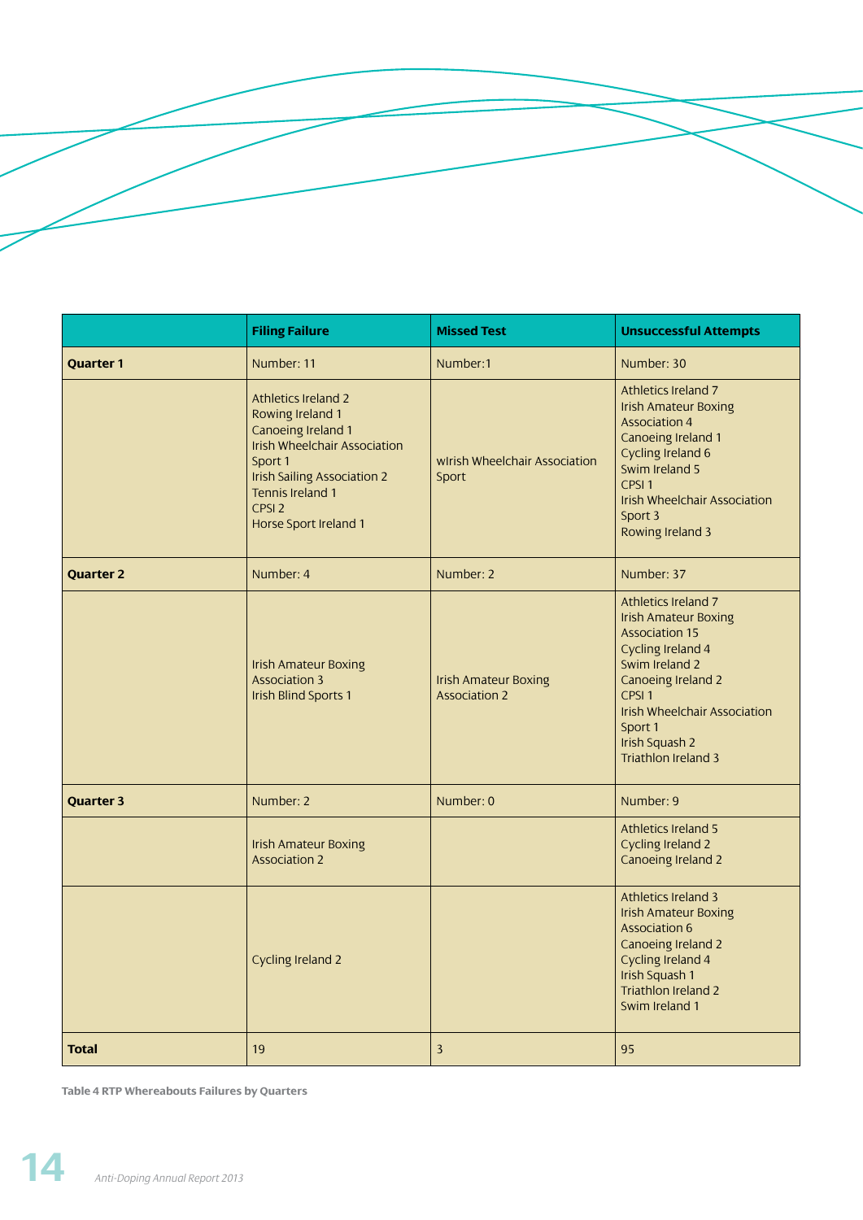| | Filing Failure | Missed Test | Unsuccessful Attempts |
|---|---|---|---|
| **Quarter 1** | Number: 11 | Number:1 | Number: 30 |
| | Athletics Ireland 2<br>Rowing Ireland 1<br>Canoeing Ireland 1<br>Irish Wheelchair Association Sport 1<br>Irish Sailing Association 2<br>Tennis Ireland 1<br>CPSI 2<br>Horse Sport Ireland 1 | wIrish Wheelchair Association Sport | Athletics Ireland 7<br>Irish Amateur Boxing Association 4<br>Canoeing Ireland 1<br>Cycling Ireland 6<br>Swim Ireland 5<br>CPSI 1<br>Irish Wheelchair Association Sport 3<br>Rowing Ireland 3 |
| **Quarter 2** | Number: 4 | Number: 2 | Number: 37 |
| | Irish Amateur Boxing Association 3<br>Irish Blind Sports 1 | Irish Amateur Boxing Association 2 | Athletics Ireland 7<br>Irish Amateur Boxing Association 15<br>Cycling Ireland 4<br>Swim Ireland 2<br>Canoeing Ireland 2<br>CPSI 1<br>Irish Wheelchair Association Sport 1<br>Irish Squash 2<br>Triathlon Ireland 3 |
| **Quarter 3** | Number: 2 | Number: 0 | Number: 9 |
| | Irish Amateur Boxing Association 2 | | Athletics Ireland 5<br>Cycling Ireland 2<br>Canoeing Ireland 2 |
| | Cycling Ireland 2 | | Athletics Ireland 3<br>Irish Amateur Boxing Association 6<br>Canoeing Ireland 2<br>Cycling Ireland 4<br>Irish Squash 1<br>Triathlon Ireland 2<br>Swim Ireland 1 |
| **Total** | 19 | 3 | 95 |

**Table 4 RTP Whereabouts Failures by Quarters**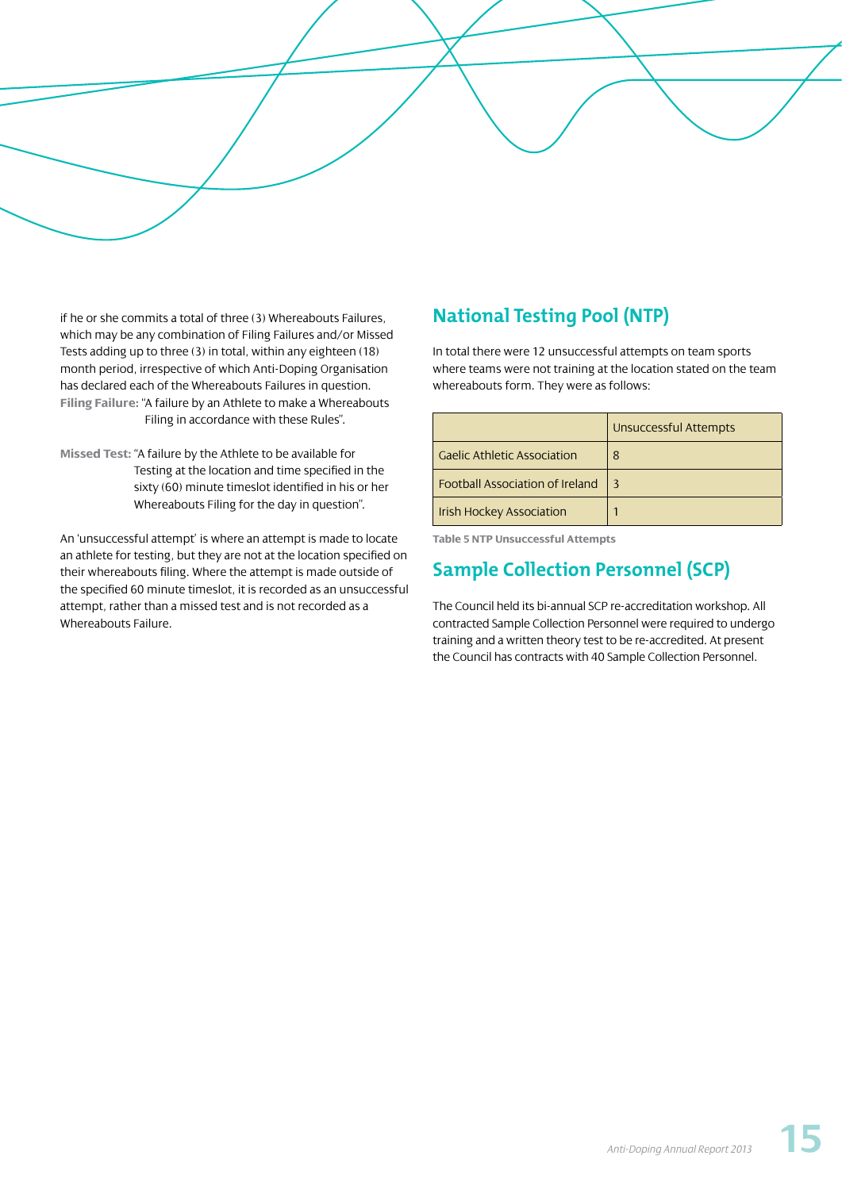if he or she commits a total of three (3) Whereabouts Failures, which may be any combination of Filing Failures and/or Missed Tests adding up to three (3) in total, within any eighteen (18) month period, irrespective of which Anti-Doping Organisation has declared each of the Whereabouts Failures in question.

**Filing Failure:** "A failure by an Athlete to make a Whereabouts Filing in accordance with these Rules".

**Missed Test:** "A failure by the Athlete to be available for Testing at the location and time specified in the sixty (60) minute timeslot identified in his or her Whereabouts Filing for the day in question".

An 'unsuccessful attempt' is where an attempt is made to locate an athlete for testing, but they are not at the location specified on their whereabouts filing. Where the attempt is made outside of the specified 60 minute timeslot, it is recorded as an unsuccessful attempt, rather than a missed test and is not recorded as a Whereabouts Failure.

## National Testing Pool (NTP)

In total there were 12 unsuccessful attempts on team sports where teams were not training at the location stated on the team whereabouts form. They were as follows:

| | Unsuccessful Attempts |
|---|---|
| Gaelic Athletic Association | 8 |
| Football Association of Ireland | 3 |
| Irish Hockey Association | 1 |

**Table 5 NTP Unsuccessful Attempts**

## Sample Collection Personnel (SCP)

The Council held its bi-annual SCP re-accreditation workshop. All contracted Sample Collection Personnel were required to undergo training and a written theory test to be re-accredited. At present the Council has contracts with 40 Sample Collection Personnel.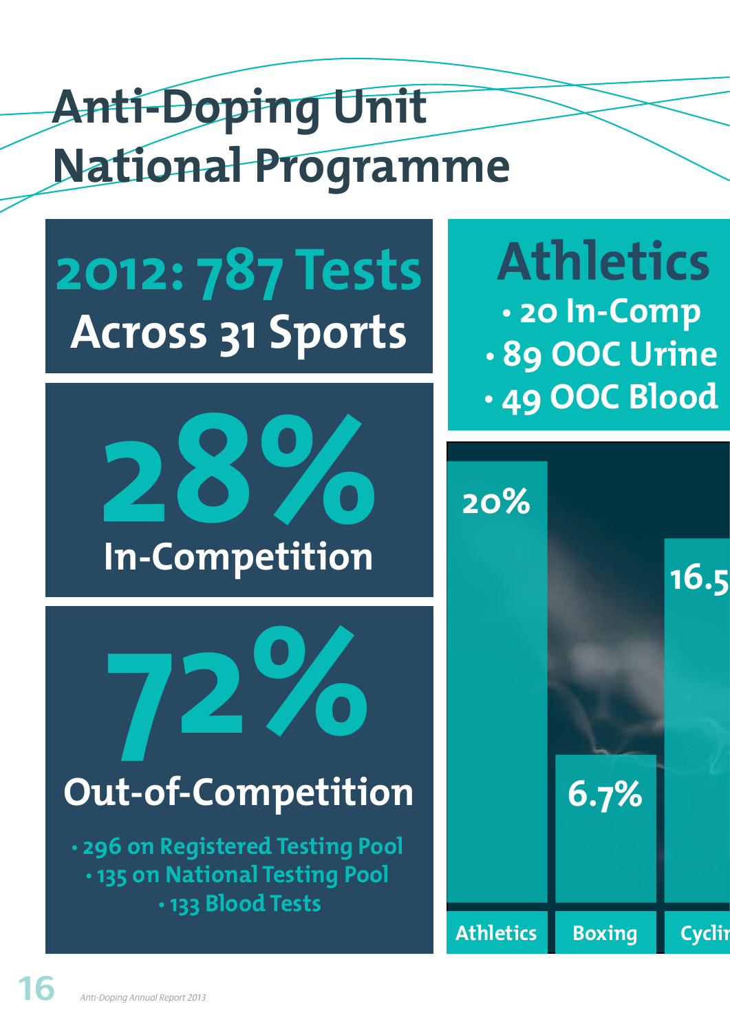# Anti-Doping Unit National Programme

## 2012: 787 Tests Across 31 Sports

**28%** In-Competition

**72%** Out-of-Competition

- 296 on Registered Testing Pool
- 135 on National Testing Pool
- 133 Blood Tests

## Athletics

- 20 In-Comp
- 89 OOC Urine
- 49 OOC Blood

| Athletics | Boxing | Cyclin |
|---|---|---|
| 20% | 6.7% | 16.5 |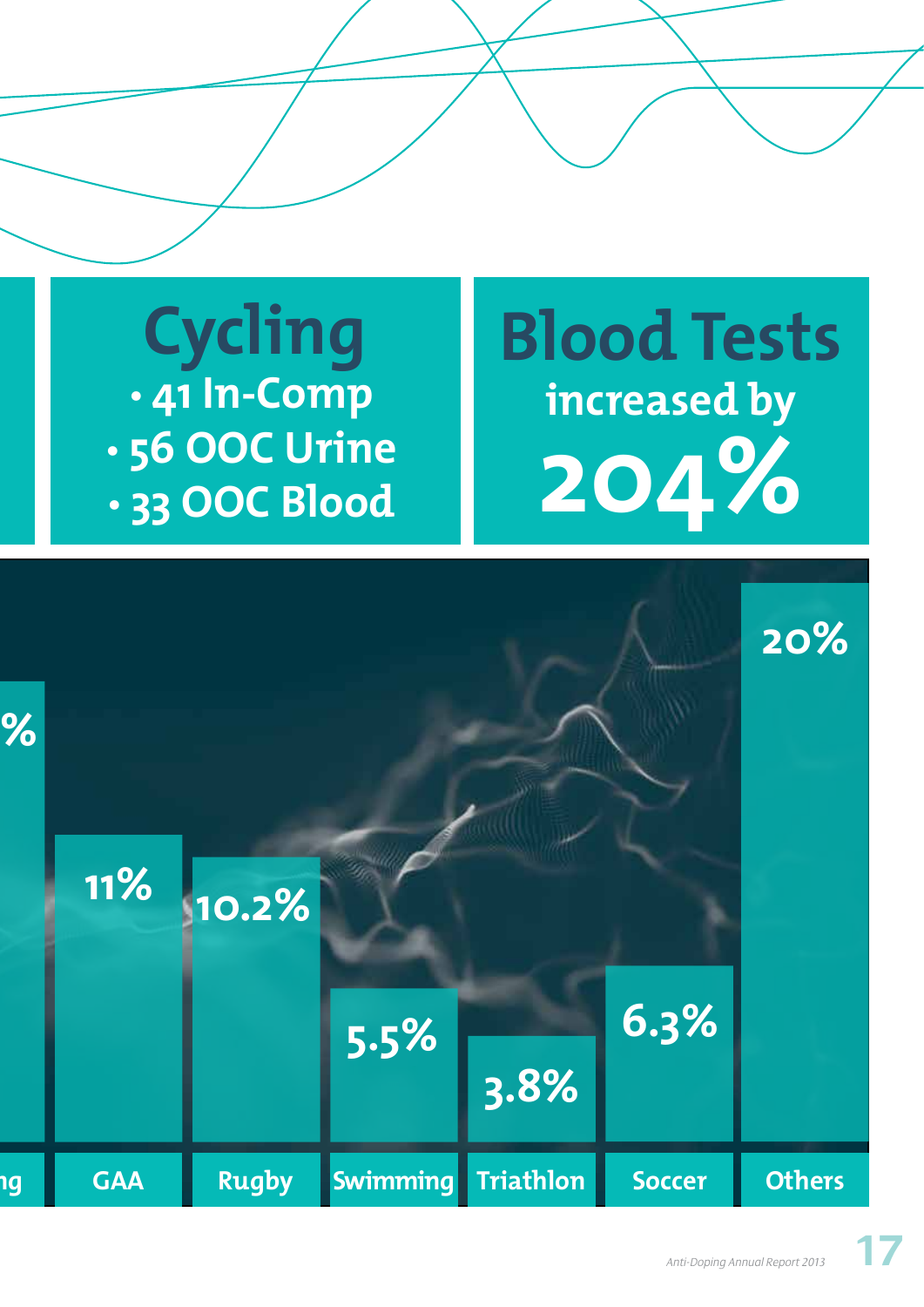## Cycling

- 41 In-Comp
- 56 OOC Urine
- 33 OOC Blood

## Blood Tests

increased by

**204%**

| ng | GAA | Rugby | Swimming | Triathlon | Soccer | Others |
|---|---|---|---|---|---|---|
| % | 11% | 10.2% | 5.5% | 3.8% | 6.3% | 20% |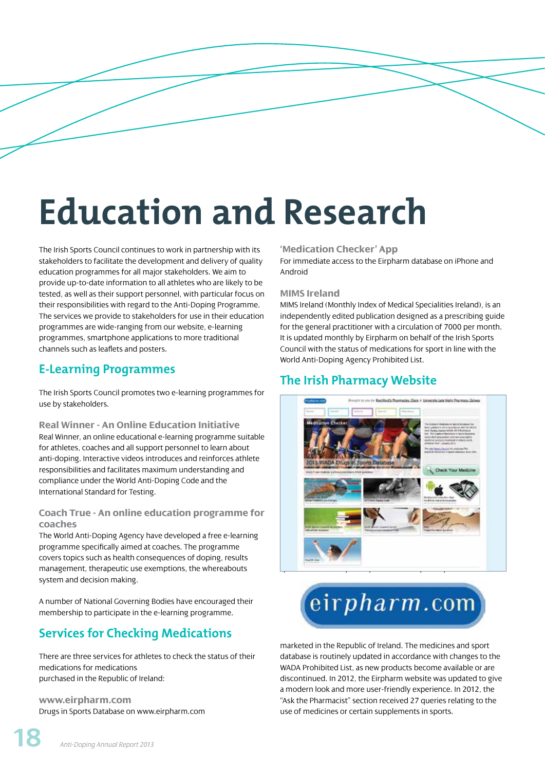# Education and Research

The Irish Sports Council continues to work in partnership with its stakeholders to facilitate the development and delivery of quality education programmes for all major stakeholders. We aim to provide up-to-date information to all athletes who are likely to be tested, as well as their support personnel, with particular focus on their responsibilities with regard to the Anti-Doping Programme. The services we provide to stakeholders for use in their education programmes are wide-ranging from our website, e-learning programmes, smartphone applications to more traditional channels such as leaflets and posters.

## E-Learning Programmes

The Irish Sports Council promotes two e-learning programmes for use by stakeholders.

### Real Winner - An Online Education Initiative

Real Winner, an online educational e-learning programme suitable for athletes, coaches and all support personnel to learn about anti-doping. Interactive videos introduces and reinforces athlete responsibilities and facilitates maximum understanding and compliance under the World Anti-Doping Code and the International Standard for Testing.

### Coach True - An online education programme for coaches

The World Anti-Doping Agency have developed a free e-learning programme specifically aimed at coaches. The programme covers topics such as health consequences of doping, results management, therapeutic use exemptions, the whereabouts system and decision making.

A number of National Governing Bodies have encouraged their membership to participate in the e-learning programme.

## Services for Checking Medications

There are three services for athletes to check the status of their medications for medications purchased in the Republic of Ireland:

### www.eirpharm.com

Drugs in Sports Database on www.eirpharm.com

### 'Medication Checker' App

For immediate access to the Eirpharm database on iPhone and Android

### MIMS Ireland

MIMS Ireland (Monthly Index of Medical Specialities Ireland), is an independently edited publication designed as a prescribing guide for the general practitioner with a circulation of 7000 per month. It is updated monthly by Eirpharm on behalf of the Irish Sports Council with the status of medications for sport in line with the World Anti-Doping Agency Prohibited List.

## The Irish Pharmacy Website

marketed in the Republic of Ireland. The medicines and sport database is routinely updated in accordance with changes to the WADA Prohibited List, as new products become available or are discontinued. In 2012, the Eirpharm website was updated to give a modern look and more user-friendly experience. In 2012, the "Ask the Pharmacist" section received 27 queries relating to the use of medicines or certain supplements in sports.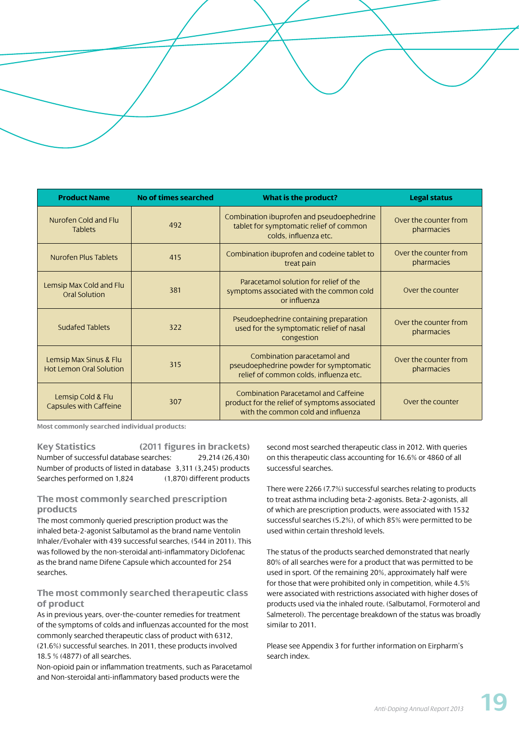| Product Name | No of times searched | What is the product? | Legal status |
|---|---|---|---|
| Nurofen Cold and Flu Tablets | 492 | Combination ibuprofen and pseudoephedrine tablet for symptomatic relief of common colds, influenza etc. | Over the counter from pharmacies |
| Nurofen Plus Tablets | 415 | Combination ibuprofen and codeine tablet to treat pain | Over the counter from pharmacies |
| Lemsip Max Cold and Flu Oral Solution | 381 | Paracetamol solution for relief of the symptoms associated with the common cold or influenza | Over the counter |
| Sudafed Tablets | 322 | Pseudoephedrine containing preparation used for the symptomatic relief of nasal congestion | Over the counter from pharmacies |
| Lemsip Max Sinus & Flu Hot Lemon Oral Solution | 315 | Combination paracetamol and pseudoephedrine powder for symptomatic relief of common colds, influenza etc. | Over the counter from pharmacies |
| Lemsip Cold & Flu Capsules with Caffeine | 307 | Combination Paracetamol and Caffeine product for the relief of symptoms associated with the common cold and influenza | Over the counter |

**Most commonly searched individual products:**

## Key Statistics (2011 figures in brackets)

Number of successful database searches: 29,214 (26,430)
Number of products of listed in database 3,311 (3,245) products
Searches performed on 1,824 (1,870) different products

## The most commonly searched prescription products

The most commonly queried prescription product was the inhaled beta-2-agonist Salbutamol as the brand name Ventolin Inhaler/Evohaler with 439 successful searches, (544 in 2011). This was followed by the non-steroidal anti-inflammatory Diclofenac as the brand name Difene Capsule which accounted for 254 searches.

## The most commonly searched therapeutic class of product

As in previous years, over-the-counter remedies for treatment of the symptoms of colds and influenzas accounted for the most commonly searched therapeutic class of product with 6312, (21.6%) successful searches. In 2011, these products involved 18.5 % (4877) of all searches.
Non-opioid pain or inflammation treatments, such as Paracetamol and Non-steroidal anti-inflammatory based products were the second most searched therapeutic class in 2012. With queries on this therapeutic class accounting for 16.6% or 4860 of all successful searches.

There were 2266 (7.7%) successful searches relating to products to treat asthma including beta-2-agonists. Beta-2-agonists, all of which are prescription products, were associated with 1532 successful searches (5.2%), of which 85% were permitted to be used within certain threshold levels.

The status of the products searched demonstrated that nearly 80% of all searches were for a product that was permitted to be used in sport. Of the remaining 20%, approximately half were for those that were prohibited only in competition, while 4.5% were associated with restrictions associated with higher doses of products used via the inhaled route. (Salbutamol, Formoterol and Salmeterol). The percentage breakdown of the status was broadly similar to 2011.

Please see Appendix 3 for further information on Eirpharm's search index.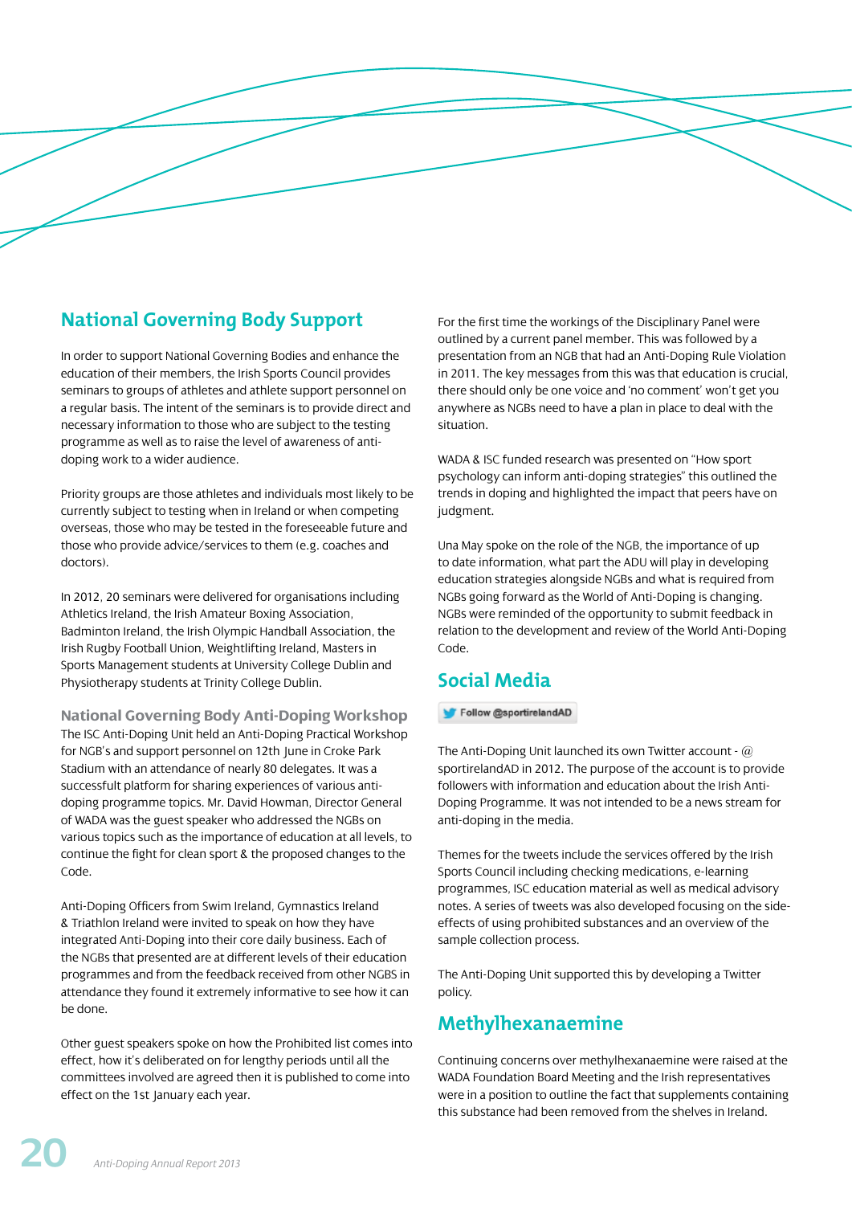## National Governing Body Support

In order to support National Governing Bodies and enhance the education of their members, the Irish Sports Council provides seminars to groups of athletes and athlete support personnel on a regular basis. The intent of the seminars is to provide direct and necessary information to those who are subject to the testing programme as well as to raise the level of awareness of anti-doping work to a wider audience.

Priority groups are those athletes and individuals most likely to be currently subject to testing when in Ireland or when competing overseas, those who may be tested in the foreseeable future and those who provide advice/services to them (e.g. coaches and doctors).

In 2012, 20 seminars were delivered for organisations including Athletics Ireland, the Irish Amateur Boxing Association, Badminton Ireland, the Irish Olympic Handball Association, the Irish Rugby Football Union, Weightlifting Ireland, Masters in Sports Management students at University College Dublin and Physiotherapy students at Trinity College Dublin.

### National Governing Body Anti-Doping Workshop

The ISC Anti-Doping Unit held an Anti-Doping Practical Workshop for NGB's and support personnel on 12th June in Croke Park Stadium with an attendance of nearly 80 delegates. It was a successful platform for sharing experiences of various anti-doping programme topics. Mr. David Howman, Director General of WADA was the guest speaker who addressed the NGBs on various topics such as the importance of education at all levels, to continue the fight for clean sport & the proposed changes to the Code.

Anti-Doping Officers from Swim Ireland, Gymnastics Ireland & Triathlon Ireland were invited to speak on how they have integrated Anti-Doping into their core daily business. Each of the NGBs that presented are at different levels of their education programmes and from the feedback received from other NGBS in attendance they found it extremely informative to see how it can be done.

Other guest speakers spoke on how the Prohibited list comes into effect, how it's deliberated on for lengthy periods until all the committees involved are agreed then it is published to come into effect on the 1st January each year.

For the first time the workings of the Disciplinary Panel were outlined by a current panel member. This was followed by a presentation from an NGB that had an Anti-Doping Rule Violation in 2011. The key messages from this was that education is crucial, there should only be one voice and 'no comment' won't get you anywhere as NGBs need to have a plan in place to deal with the situation.

WADA & ISC funded research was presented on "How sport psychology can inform anti-doping strategies" this outlined the trends in doping and highlighted the impact that peers have on judgment.

Una May spoke on the role of the NGB, the importance of up to date information, what part the ADU will play in developing education strategies alongside NGBs and what is required from NGBs going forward as the World of Anti-Doping is changing. NGBs were reminded of the opportunity to submit feedback in relation to the development and review of the World Anti-Doping Code.

## Social Media

Follow @sportirelandAD

The Anti-Doping Unit launched its own Twitter account - @sportirelandAD in 2012. The purpose of the account is to provide followers with information and education about the Irish Anti-Doping Programme. It was not intended to be a news stream for anti-doping in the media.

Themes for the tweets include the services offered by the Irish Sports Council including checking medications, e-learning programmes, ISC education material as well as medical advisory notes. A series of tweets was also developed focusing on the side-effects of using prohibited substances and an overview of the sample collection process.

The Anti-Doping Unit supported this by developing a Twitter policy.

## Methylhexanaemine

Continuing concerns over methylhexanaemine were raised at the WADA Foundation Board Meeting and the Irish representatives were in a position to outline the fact that supplements containing this substance had been removed from the shelves in Ireland.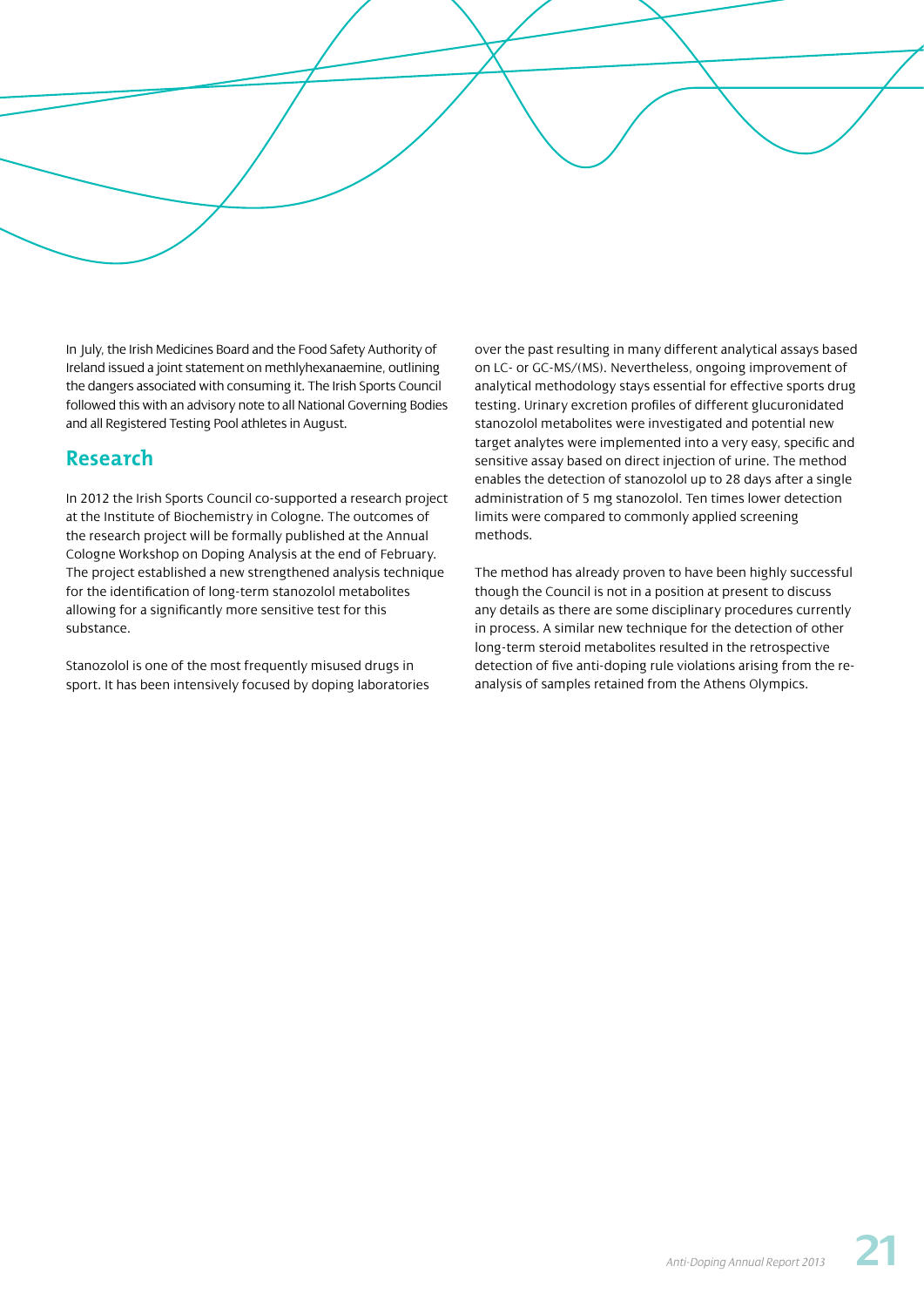In July, the Irish Medicines Board and the Food Safety Authority of Ireland issued a joint statement on methlyhexanaemine, outlining the dangers associated with consuming it. The Irish Sports Council followed this with an advisory note to all National Governing Bodies and all Registered Testing Pool athletes in August.

## Research

In 2012 the Irish Sports Council co-supported a research project at the Institute of Biochemistry in Cologne. The outcomes of the research project will be formally published at the Annual Cologne Workshop on Doping Analysis at the end of February. The project established a new strengthened analysis technique for the identification of long-term stanozolol metabolites allowing for a significantly more sensitive test for this substance.

Stanozolol is one of the most frequently misused drugs in sport. It has been intensively focused by doping laboratories over the past resulting in many different analytical assays based on LC- or GC-MS/(MS). Nevertheless, ongoing improvement of analytical methodology stays essential for effective sports drug testing. Urinary excretion profiles of different glucuronidated stanozolol metabolites were investigated and potential new target analytes were implemented into a very easy, specific and sensitive assay based on direct injection of urine. The method enables the detection of stanozolol up to 28 days after a single administration of 5 mg stanozolol. Ten times lower detection limits were compared to commonly applied screening methods.

The method has already proven to have been highly successful though the Council is not in a position at present to discuss any details as there are some disciplinary procedures currently in process. A similar new technique for the detection of other long-term steroid metabolites resulted in the retrospective detection of five anti-doping rule violations arising from the re-analysis of samples retained from the Athens Olympics.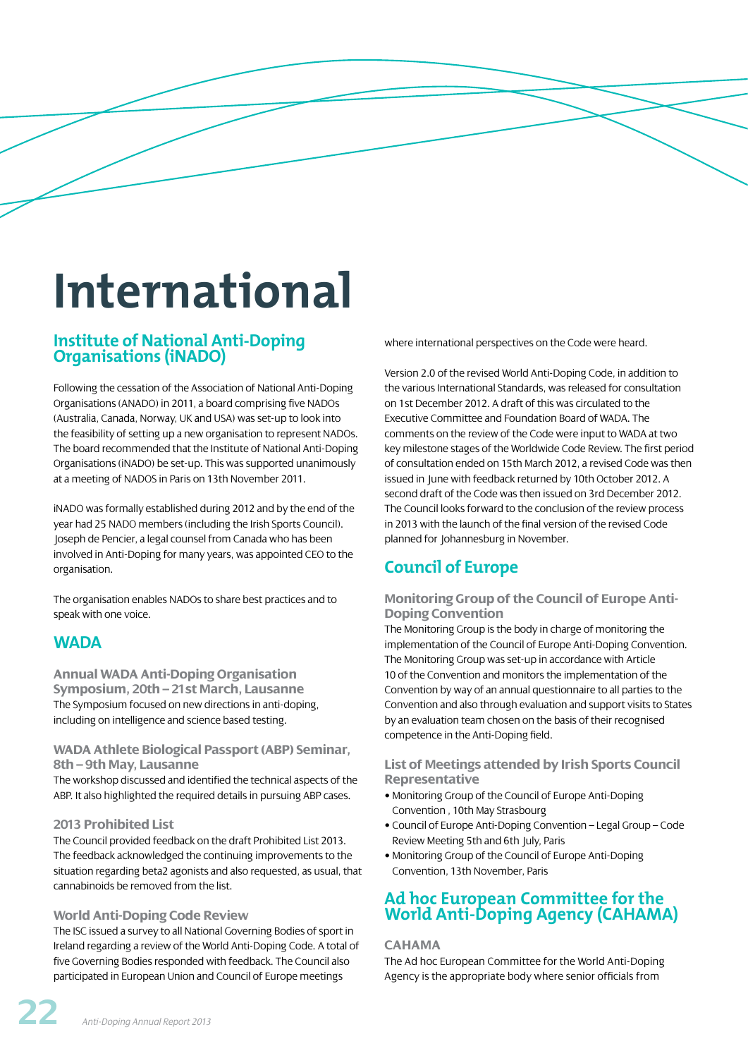# International

## Institute of National Anti-Doping Organisations (iNADO)

Following the cessation of the Association of National Anti-Doping Organisations (ANADO) in 2011, a board comprising five NADOs (Australia, Canada, Norway, UK and USA) was set-up to look into the feasibility of setting up a new organisation to represent NADOs. The board recommended that the Institute of National Anti-Doping Organisations (iNADO) be set-up. This was supported unanimously at a meeting of NADOS in Paris on 13th November 2011.

iNADO was formally established during 2012 and by the end of the year had 25 NADO members (including the Irish Sports Council). Joseph de Pencier, a legal counsel from Canada who has been involved in Anti-Doping for many years, was appointed CEO to the organisation.

The organisation enables NADOs to share best practices and to speak with one voice.

## WADA

### Annual WADA Anti-Doping Organisation Symposium, 20th – 21st March, Lausanne

The Symposium focused on new directions in anti-doping, including on intelligence and science based testing.

### WADA Athlete Biological Passport (ABP) Seminar, 8th – 9th May, Lausanne

The workshop discussed and identified the technical aspects of the ABP. It also highlighted the required details in pursuing ABP cases.

### 2013 Prohibited List

The Council provided feedback on the draft Prohibited List 2013. The feedback acknowledged the continuing improvements to the situation regarding beta2 agonists and also requested, as usual, that cannabinoids be removed from the list.

### World Anti-Doping Code Review

The ISC issued a survey to all National Governing Bodies of sport in Ireland regarding a review of the World Anti-Doping Code. A total of five Governing Bodies responded with feedback. The Council also participated in European Union and Council of Europe meetings where international perspectives on the Code were heard.

Version 2.0 of the revised World Anti-Doping Code, in addition to the various International Standards, was released for consultation on 1st December 2012. A draft of this was circulated to the Executive Committee and Foundation Board of WADA. The comments on the review of the Code were input to WADA at two key milestone stages of the Worldwide Code Review. The first period of consultation ended on 15th March 2012, a revised Code was then issued in June with feedback returned by 10th October 2012. A second draft of the Code was then issued on 3rd December 2012. The Council looks forward to the conclusion of the review process in 2013 with the launch of the final version of the revised Code planned for Johannesburg in November.

## Council of Europe

### Monitoring Group of the Council of Europe Anti-Doping Convention

The Monitoring Group is the body in charge of monitoring the implementation of the Council of Europe Anti-Doping Convention. The Monitoring Group was set-up in accordance with Article 10 of the Convention and monitors the implementation of the Convention by way of an annual questionnaire to all parties to the Convention and also through evaluation and support visits to States by an evaluation team chosen on the basis of their recognised competence in the Anti-Doping field.

### List of Meetings attended by Irish Sports Council Representative

- Monitoring Group of the Council of Europe Anti-Doping Convention , 10th May Strasbourg
- Council of Europe Anti-Doping Convention – Legal Group – Code Review Meeting 5th and 6th July, Paris
- Monitoring Group of the Council of Europe Anti-Doping Convention, 13th November, Paris

## Ad hoc European Committee for the World Anti-Doping Agency (CAHAMA)

### CAHAMA

The Ad hoc European Committee for the World Anti-Doping Agency is the appropriate body where senior officials from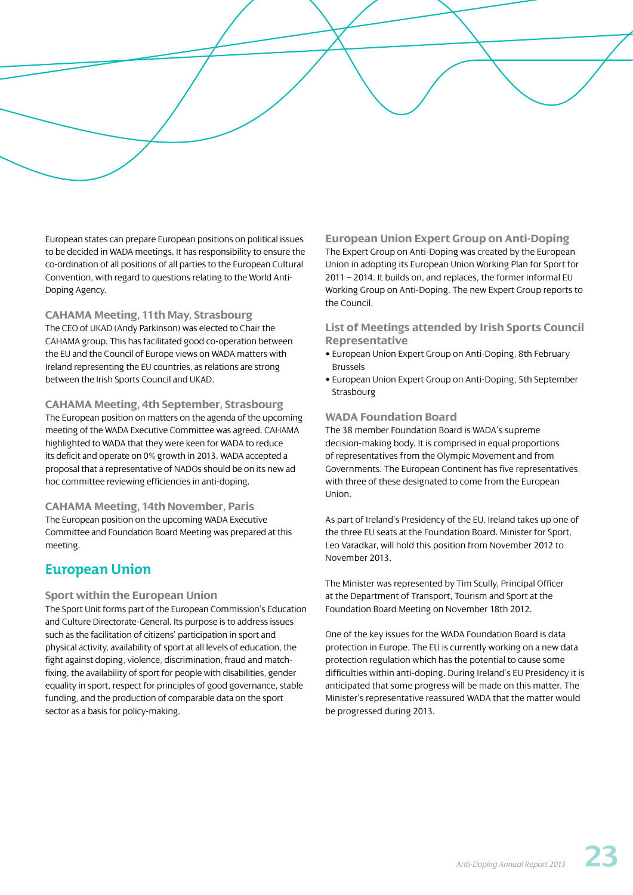European states can prepare European positions on political issues to be decided in WADA meetings. It has responsibility to ensure the co-ordination of all positions of all parties to the European Cultural Convention, with regard to questions relating to the World Anti-Doping Agency.

### CAHAMA Meeting, 11th May, Strasbourg

The CEO of UKAD (Andy Parkinson) was elected to Chair the CAHAMA group. This has facilitated good co-operation between the EU and the Council of Europe views on WADA matters with Ireland representing the EU countries, as relations are strong between the Irish Sports Council and UKAD.

### CAHAMA Meeting, 4th September, Strasbourg

The European position on matters on the agenda of the upcoming meeting of the WADA Executive Committee was agreed. CAHAMA highlighted to WADA that they were keen for WADA to reduce its deficit and operate on 0% growth in 2013. WADA accepted a proposal that a representative of NADOs should be on its new ad hoc committee reviewing efficiencies in anti-doping.

### CAHAMA Meeting, 14th November, Paris

The European position on the upcoming WADA Executive Committee and Foundation Board Meeting was prepared at this meeting.

## European Union

### Sport within the European Union

The Sport Unit forms part of the European Commission's Education and Culture Directorate-General. Its purpose is to address issues such as the facilitation of citizens' participation in sport and physical activity, availability of sport at all levels of education, the fight against doping, violence, discrimination, fraud and match-fixing, the availability of sport for people with disabilities, gender equality in sport, respect for principles of good governance, stable funding, and the production of comparable data on the sport sector as a basis for policy-making.

### European Union Expert Group on Anti-Doping

The Expert Group on Anti-Doping was created by the European Union in adopting its European Union Working Plan for Sport for 2011 – 2014. It builds on, and replaces, the former informal EU Working Group on Anti-Doping. The new Expert Group reports to the Council.

### List of Meetings attended by Irish Sports Council Representative

- European Union Expert Group on Anti-Doping, 8th February Brussels
- European Union Expert Group on Anti-Doping, 5th September Strasbourg

### WADA Foundation Board

The 38 member Foundation Board is WADA's supreme decision-making body. It is comprised in equal proportions of representatives from the Olympic Movement and from Governments. The European Continent has five representatives, with three of these designated to come from the European Union.

As part of Ireland's Presidency of the EU, Ireland takes up one of the three EU seats at the Foundation Board. Minister for Sport, Leo Varadkar, will hold this position from November 2012 to November 2013.

The Minister was represented by Tim Scully, Principal Officer at the Department of Transport, Tourism and Sport at the Foundation Board Meeting on November 18th 2012.

One of the key issues for the WADA Foundation Board is data protection in Europe. The EU is currently working on a new data protection regulation which has the potential to cause some difficulties within anti-doping. During Ireland's EU Presidency it is anticipated that some progress will be made on this matter. The Minister's representative reassured WADA that the matter would be progressed during 2013.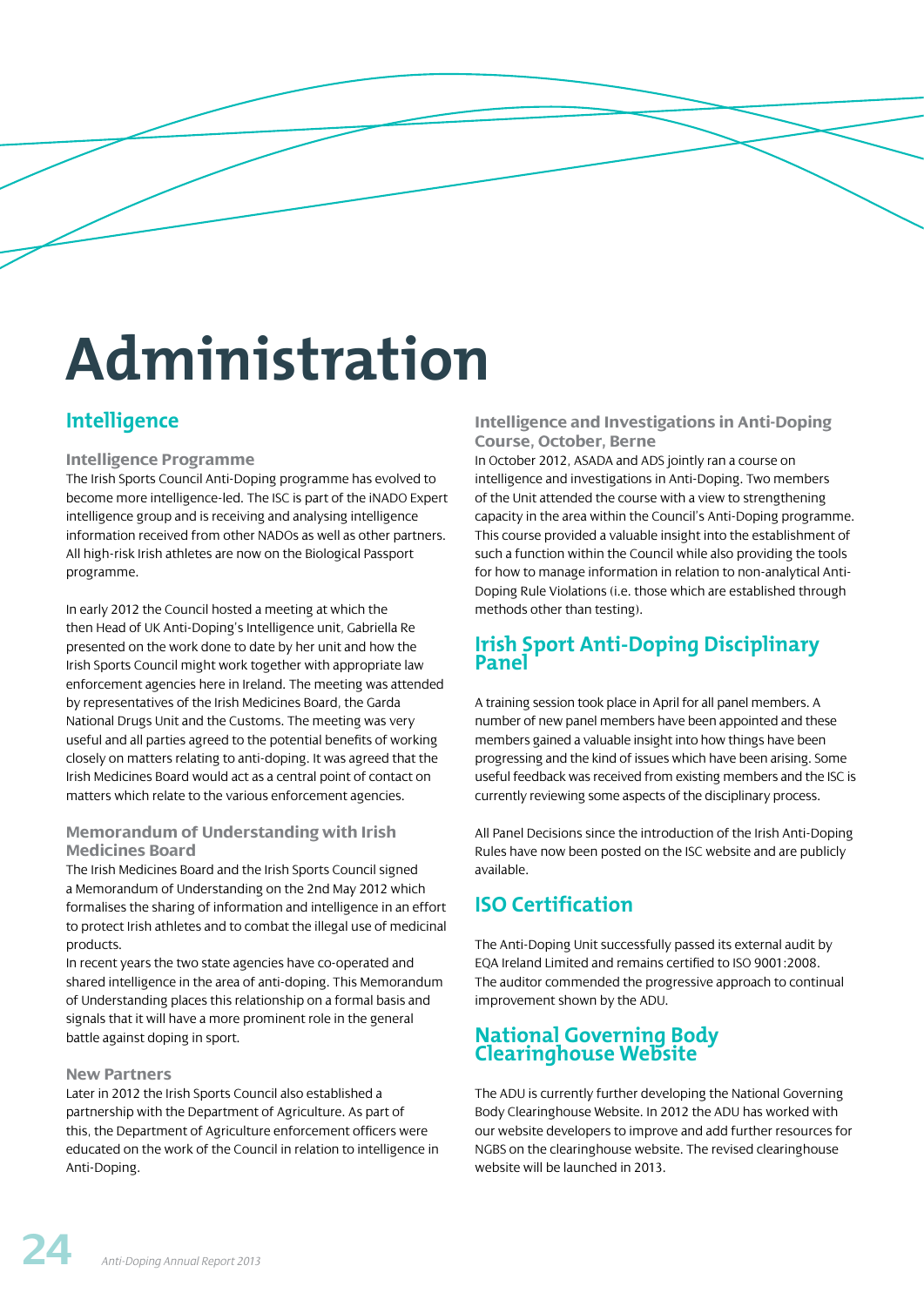# Administration

## Intelligence

### Intelligence Programme

The Irish Sports Council Anti-Doping programme has evolved to become more intelligence-led. The ISC is part of the iNADO Expert intelligence group and is receiving and analysing intelligence information received from other NADOs as well as other partners. All high-risk Irish athletes are now on the Biological Passport programme.

In early 2012 the Council hosted a meeting at which the then Head of UK Anti-Doping's Intelligence unit, Gabriella Re presented on the work done to date by her unit and how the Irish Sports Council might work together with appropriate law enforcement agencies here in Ireland. The meeting was attended by representatives of the Irish Medicines Board, the Garda National Drugs Unit and the Customs. The meeting was very useful and all parties agreed to the potential benefits of working closely on matters relating to anti-doping. It was agreed that the Irish Medicines Board would act as a central point of contact on matters which relate to the various enforcement agencies.

### Memorandum of Understanding with Irish Medicines Board

The Irish Medicines Board and the Irish Sports Council signed a Memorandum of Understanding on the 2nd May 2012 which formalises the sharing of information and intelligence in an effort to protect Irish athletes and to combat the illegal use of medicinal products.

In recent years the two state agencies have co-operated and shared intelligence in the area of anti-doping. This Memorandum of Understanding places this relationship on a formal basis and signals that it will have a more prominent role in the general battle against doping in sport.

### New Partners

Later in 2012 the Irish Sports Council also established a partnership with the Department of Agriculture. As part of this, the Department of Agriculture enforcement officers were educated on the work of the Council in relation to intelligence in Anti-Doping.

### Intelligence and Investigations in Anti-Doping Course, October, Berne

In October 2012, ASADA and ADS jointly ran a course on intelligence and investigations in Anti-Doping. Two members of the Unit attended the course with a view to strengthening capacity in the area within the Council's Anti-Doping programme. This course provided a valuable insight into the establishment of such a function within the Council while also providing the tools for how to manage information in relation to non-analytical Anti-Doping Rule Violations (i.e. those which are established through methods other than testing).

## Irish Sport Anti-Doping Disciplinary Panel

A training session took place in April for all panel members. A number of new panel members have been appointed and these members gained a valuable insight into how things have been progressing and the kind of issues which have been arising. Some useful feedback was received from existing members and the ISC is currently reviewing some aspects of the disciplinary process.

All Panel Decisions since the introduction of the Irish Anti-Doping Rules have now been posted on the ISC website and are publicly available.

## ISO Certification

The Anti-Doping Unit successfully passed its external audit by EQA Ireland Limited and remains certified to ISO 9001:2008. The auditor commended the progressive approach to continual improvement shown by the ADU.

## National Governing Body Clearinghouse Website

The ADU is currently further developing the National Governing Body Clearinghouse Website. In 2012 the ADU has worked with our website developers to improve and add further resources for NGBS on the clearinghouse website. The revised clearinghouse website will be launched in 2013.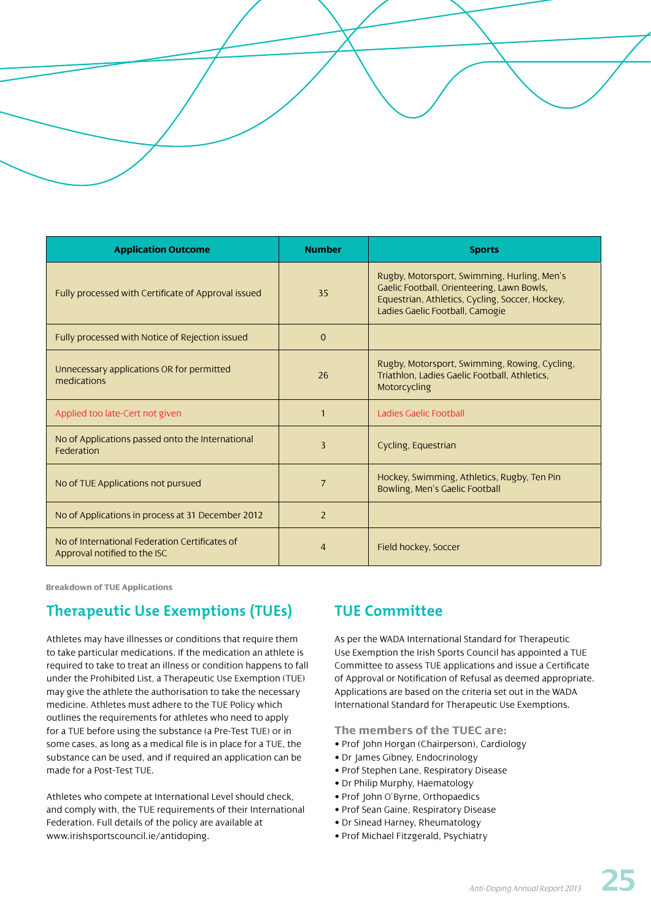| Application Outcome | Number | Sports |
|---|---|---|
| Fully processed with Certificate of Approval issued | 35 | Rugby, Motorsport, Swimming, Hurling, Men's Gaelic Football, Orienteering, Lawn Bowls, Equestrian, Athletics, Cycling, Soccer, Hockey, Ladies Gaelic Football, Camogie |
| Fully processed with Notice of Rejection issued | 0 | |
| Unnecessary applications OR for permitted medications | 26 | Rugby, Motorsport, Swimming, Rowing, Cycling, Triathlon, Ladies Gaelic Football, Athletics, Motorcycling |
| Applied too late-Cert not given | 1 | Ladies Gaelic Football |
| No of Applications passed onto the International Federation | 3 | Cycling, Equestrian |
| No of TUE Applications not pursued | 7 | Hockey, Swimming, Athletics, Rugby, Ten Pin Bowling, Men's Gaelic Football |
| No of Applications in process at 31 December 2012 | 2 | |
| No of International Federation Certificates of Approval notified to the ISC | 4 | Field hockey, Soccer |

**Breakdown of TUE Applications**

## Therapeutic Use Exemptions (TUEs)

Athletes may have illnesses or conditions that require them to take particular medications. If the medication an athlete is required to take to treat an illness or condition happens to fall under the Prohibited List, a Therapeutic Use Exemption (TUE) may give the athlete the authorisation to take the necessary medicine. Athletes must adhere to the TUE Policy which outlines the requirements for athletes who need to apply for a TUE before using the substance (a Pre-Test TUE) or in some cases, as long as a medical file is in place for a TUE, the substance can be used, and if required an application can be made for a Post-Test TUE.

Athletes who compete at International Level should check, and comply with, the TUE requirements of their International Federation. Full details of the policy are available at www.irishsportscouncil.ie/antidoping.

## TUE Committee

As per the WADA International Standard for Therapeutic Use Exemption the Irish Sports Council has appointed a TUE Committee to assess TUE applications and issue a Certificate of Approval or Notification of Refusal as deemed appropriate. Applications are based on the criteria set out in the WADA International Standard for Therapeutic Use Exemptions.

### The members of the TUEC are:

- Prof John Horgan (Chairperson), Cardiology
- Dr James Gibney, Endocrinology
- Prof Stephen Lane, Respiratory Disease
- Dr Philip Murphy, Haematology
- Prof John O'Byrne, Orthopaedics
- Prof Sean Gaine, Respiratory Disease
- Dr Sinead Harney, Rheumatology
- Prof Michael Fitzgerald, Psychiatry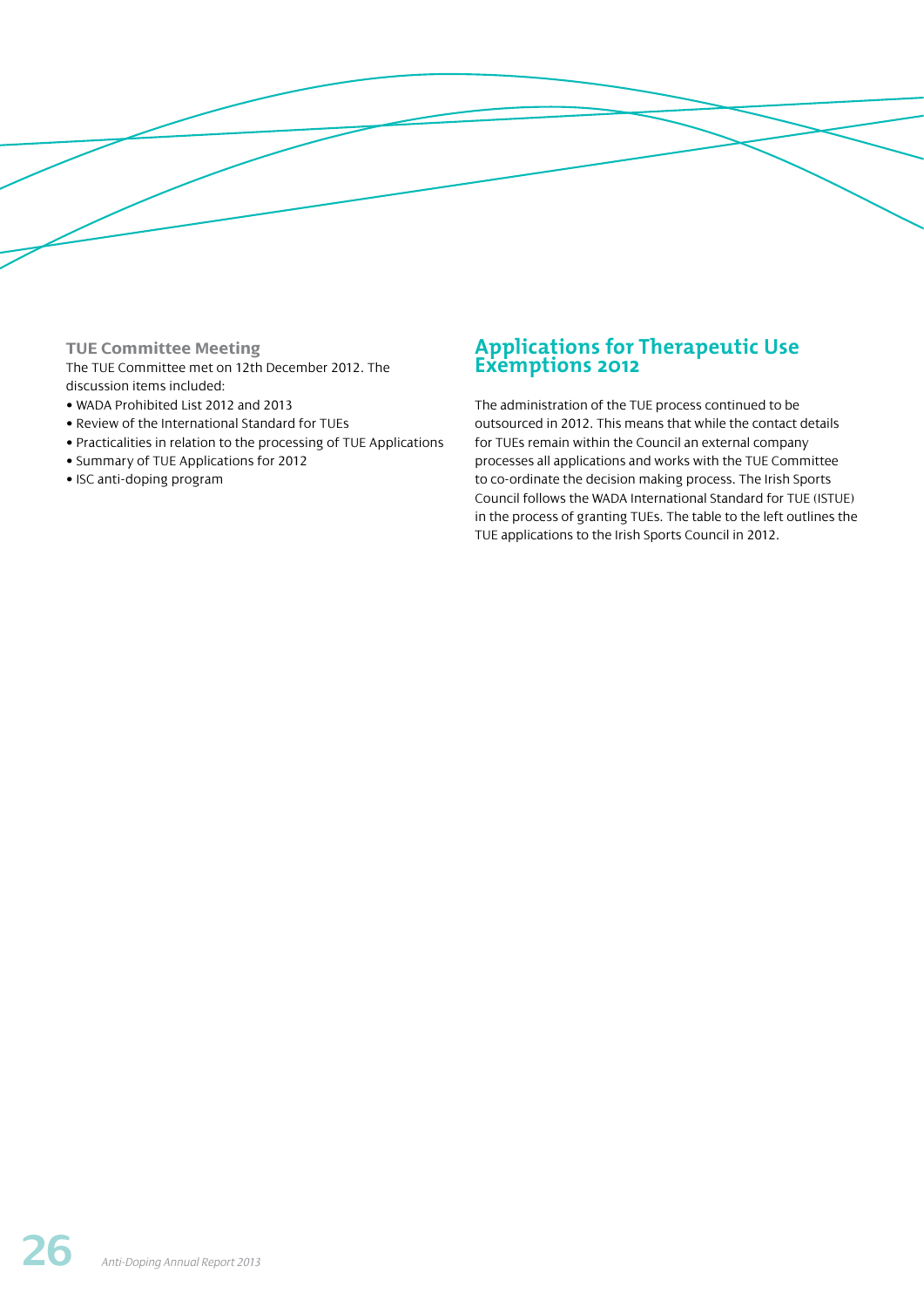### TUE Committee Meeting

The TUE Committee met on 12th December 2012. The discussion items included:

- WADA Prohibited List 2012 and 2013
- Review of the International Standard for TUEs
- Practicalities in relation to the processing of TUE Applications
- Summary of TUE Applications for 2012
- ISC anti-doping program

## Applications for Therapeutic Use Exemptions 2012

The administration of the TUE process continued to be outsourced in 2012. This means that while the contact details for TUEs remain within the Council an external company processes all applications and works with the TUE Committee to co-ordinate the decision making process. The Irish Sports Council follows the WADA International Standard for TUE (ISTUE) in the process of granting TUEs. The table to the left outlines the TUE applications to the Irish Sports Council in 2012.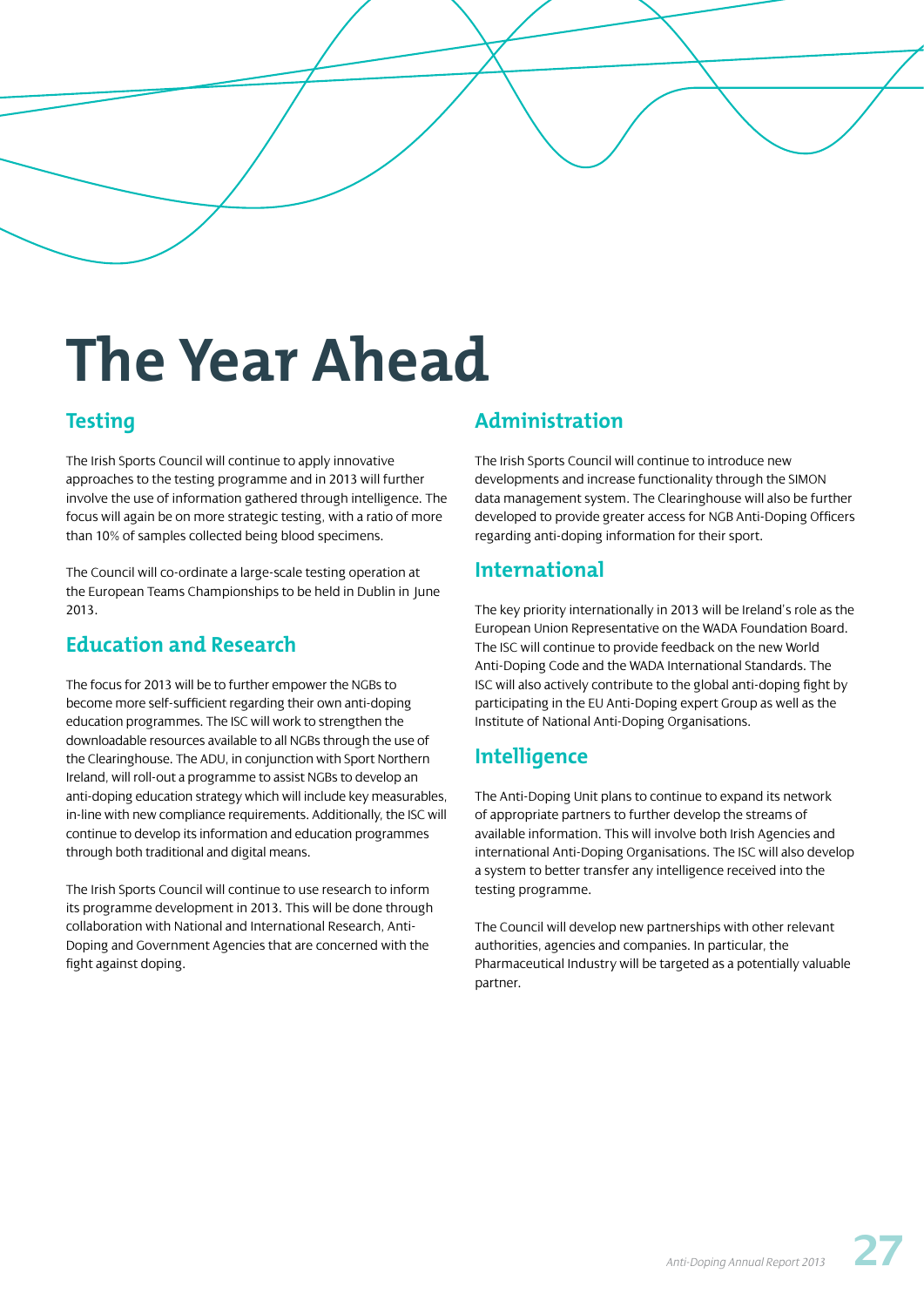# The Year Ahead

## Testing

The Irish Sports Council will continue to apply innovative approaches to the testing programme and in 2013 will further involve the use of information gathered through intelligence. The focus will again be on more strategic testing, with a ratio of more than 10% of samples collected being blood specimens.

The Council will co-ordinate a large-scale testing operation at the European Teams Championships to be held in Dublin in June 2013.

## Education and Research

The focus for 2013 will be to further empower the NGBs to become more self-sufficient regarding their own anti-doping education programmes. The ISC will work to strengthen the downloadable resources available to all NGBs through the use of the Clearinghouse. The ADU, in conjunction with Sport Northern Ireland, will roll-out a programme to assist NGBs to develop an anti-doping education strategy which will include key measurables, in-line with new compliance requirements. Additionally, the ISC will continue to develop its information and education programmes through both traditional and digital means.

The Irish Sports Council will continue to use research to inform its programme development in 2013. This will be done through collaboration with National and International Research, Anti-Doping and Government Agencies that are concerned with the fight against doping.

## Administration

The Irish Sports Council will continue to introduce new developments and increase functionality through the SIMON data management system. The Clearinghouse will also be further developed to provide greater access for NGB Anti-Doping Officers regarding anti-doping information for their sport.

## International

The key priority internationally in 2013 will be Ireland's role as the European Union Representative on the WADA Foundation Board. The ISC will continue to provide feedback on the new World Anti-Doping Code and the WADA International Standards. The ISC will also actively contribute to the global anti-doping fight by participating in the EU Anti-Doping expert Group as well as the Institute of National Anti-Doping Organisations.

## Intelligence

The Anti-Doping Unit plans to continue to expand its network of appropriate partners to further develop the streams of available information. This will involve both Irish Agencies and international Anti-Doping Organisations. The ISC will also develop a system to better transfer any intelligence received into the testing programme.

The Council will develop new partnerships with other relevant authorities, agencies and companies. In particular, the Pharmaceutical Industry will be targeted as a potentially valuable partner.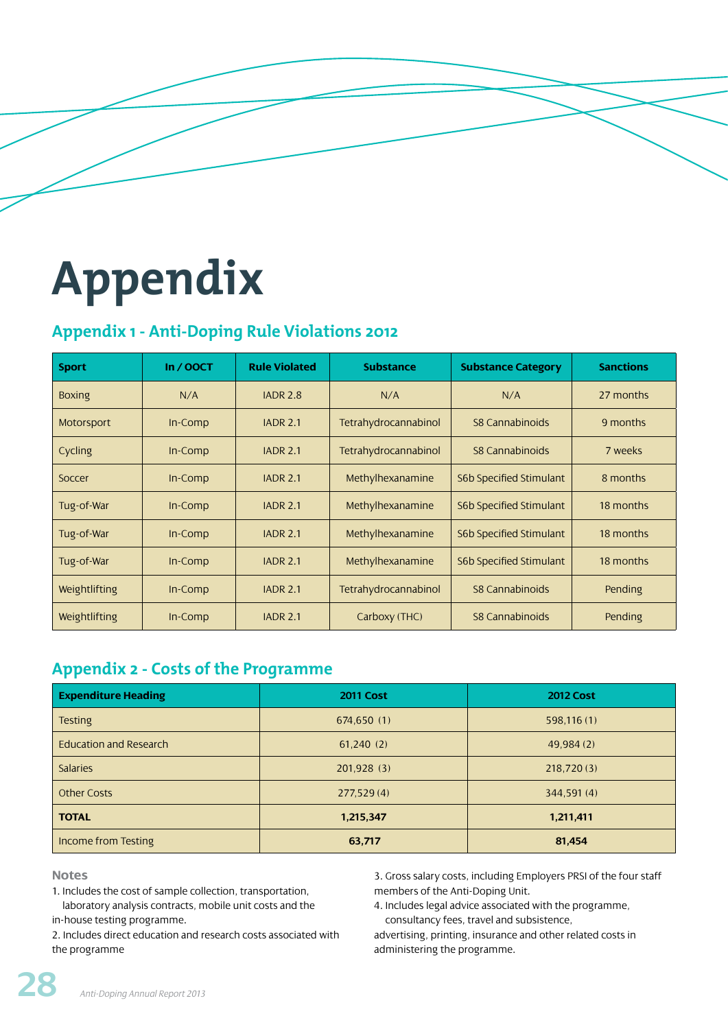# Appendix

## Appendix 1 - Anti-Doping Rule Violations 2012

| Sport | In / OOCT | Rule Violated | Substance | Substance Category | Sanctions |
|---|---|---|---|---|---|
| Boxing | N/A | IADR 2.8 | N/A | N/A | 27 months |
| Motorsport | In-Comp | IADR 2.1 | Tetrahydrocannabinol | S8 Cannabinoids | 9 months |
| Cycling | In-Comp | IADR 2.1 | Tetrahydrocannabinol | S8 Cannabinoids | 7 weeks |
| Soccer | In-Comp | IADR 2.1 | Methylhexanamine | S6b Specified Stimulant | 8 months |
| Tug-of-War | In-Comp | IADR 2.1 | Methylhexanamine | S6b Specified Stimulant | 18 months |
| Tug-of-War | In-Comp | IADR 2.1 | Methylhexanamine | S6b Specified Stimulant | 18 months |
| Tug-of-War | In-Comp | IADR 2.1 | Methylhexanamine | S6b Specified Stimulant | 18 months |
| Weightlifting | In-Comp | IADR 2.1 | Tetrahydrocannabinol | S8 Cannabinoids | Pending |
| Weightlifting | In-Comp | IADR 2.1 | Carboxy (THC) | S8 Cannabinoids | Pending |

## Appendix 2 - Costs of the Programme

| Expenditure Heading | 2011 Cost | 2012 Cost |
|---|---|---|
| Testing | 674,650 (1) | 598,116 (1) |
| Education and Research | 61,240 (2) | 49,984 (2) |
| Salaries | 201,928 (3) | 218,720 (3) |
| Other Costs | 277,529 (4) | 344,591 (4) |
| **TOTAL** | **1,215,347** | **1,211,411** |
| Income from Testing | **63,717** | **81,454** |

**Notes**

1. Includes the cost of sample collection, transportation, laboratory analysis contracts, mobile unit costs and the in-house testing programme.
2. Includes direct education and research costs associated with the programme
3. Gross salary costs, including Employers PRSI of the four staff members of the Anti-Doping Unit.
4. Includes legal advice associated with the programme, consultancy fees, travel and subsistence, advertising, printing, insurance and other related costs in administering the programme.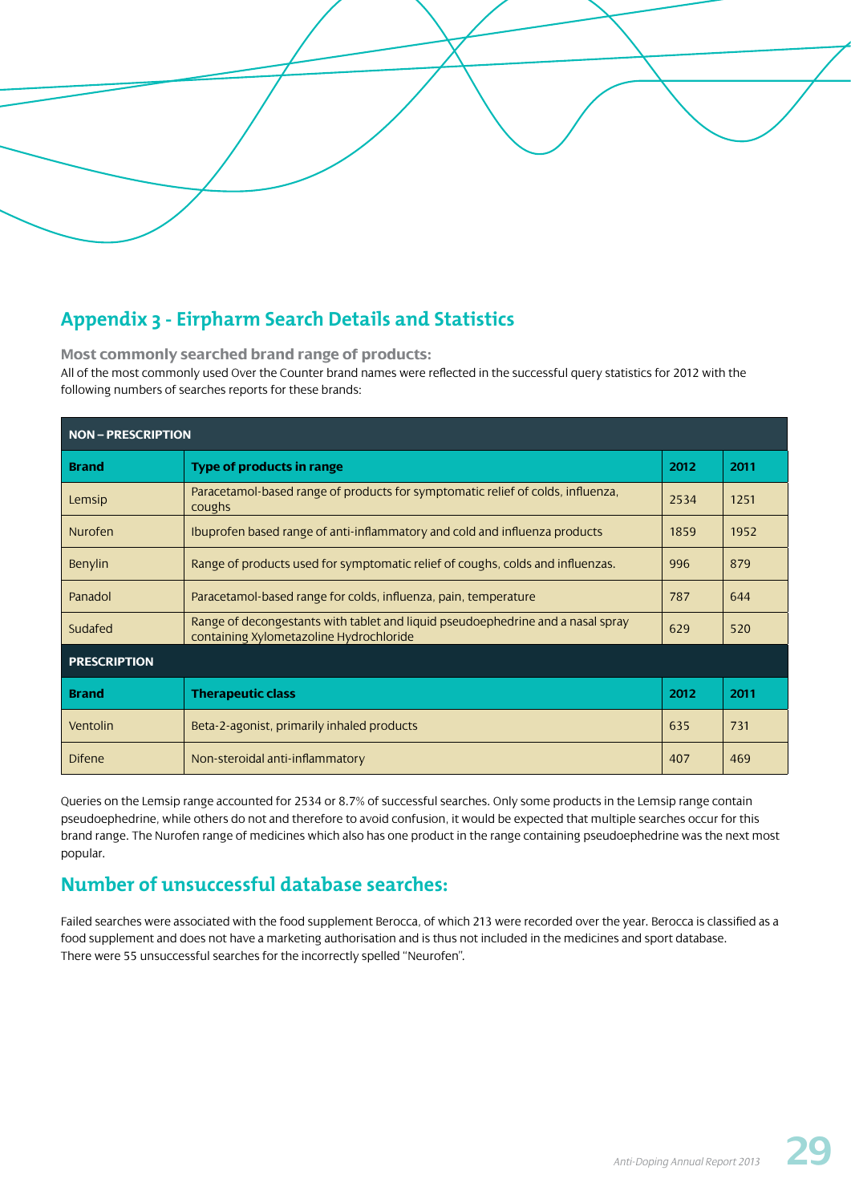## Appendix 3 - Eirpharm Search Details and Statistics

### Most commonly searched brand range of products:

All of the most commonly used Over the Counter brand names were reflected in the successful query statistics for 2012 with the following numbers of searches reports for these brands:

| NON – PRESCRIPTION | | | |
|---|---|---|---|
| **Brand** | **Type of products in range** | **2012** | **2011** |
| Lemsip | Paracetamol-based range of products for symptomatic relief of colds, influenza, coughs | 2534 | 1251 |
| Nurofen | Ibuprofen based range of anti-inflammatory and cold and influenza products | 1859 | 1952 |
| Benylin | Range of products used for symptomatic relief of coughs, colds and influenzas. | 996 | 879 |
| Panadol | Paracetamol-based range for colds, influenza, pain, temperature | 787 | 644 |
| Sudafed | Range of decongestants with tablet and liquid pseudoephedrine and a nasal spray containing Xylometazoline Hydrochloride | 629 | 520 |
| **PRESCRIPTION** | | | |
| **Brand** | **Therapeutic class** | **2012** | **2011** |
| Ventolin | Beta-2-agonist, primarily inhaled products | 635 | 731 |
| Difene | Non-steroidal anti-inflammatory | 407 | 469 |

Queries on the Lemsip range accounted for 2534 or 8.7% of successful searches. Only some products in the Lemsip range contain pseudoephedrine, while others do not and therefore to avoid confusion, it would be expected that multiple searches occur for this brand range. The Nurofen range of medicines which also has one product in the range containing pseudoephedrine was the next most popular.

## Number of unsuccessful database searches:

Failed searches were associated with the food supplement Berocca, of which 213 were recorded over the year. Berocca is classified as a food supplement and does not have a marketing authorisation and is thus not included in the medicines and sport database.
There were 55 unsuccessful searches for the incorrectly spelled "Neurofen".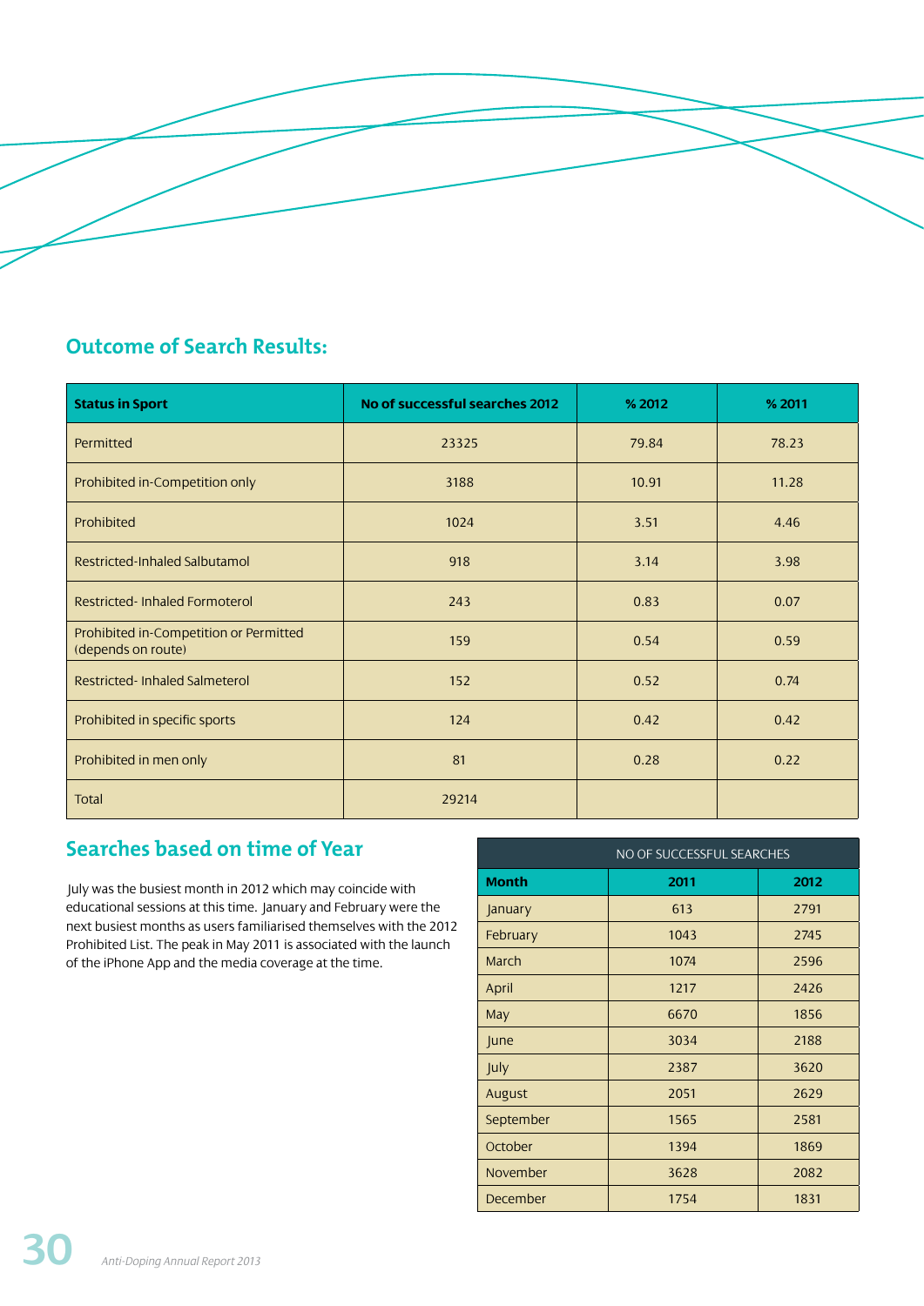## Outcome of Search Results:

| Status in Sport | No of successful searches 2012 | % 2012 | % 2011 |
|---|---|---|---|
| Permitted | 23325 | 79.84 | 78.23 |
| Prohibited in-Competition only | 3188 | 10.91 | 11.28 |
| Prohibited | 1024 | 3.51 | 4.46 |
| Restricted-Inhaled Salbutamol | 918 | 3.14 | 3.98 |
| Restricted- Inhaled Formoterol | 243 | 0.83 | 0.07 |
| Prohibited in-Competition or Permitted (depends on route) | 159 | 0.54 | 0.59 |
| Restricted- Inhaled Salmeterol | 152 | 0.52 | 0.74 |
| Prohibited in specific sports | 124 | 0.42 | 0.42 |
| Prohibited in men only | 81 | 0.28 | 0.22 |
| Total | 29214 | | |

## Searches based on time of Year

July was the busiest month in 2012 which may coincide with educational sessions at this time. January and February were the next busiest months as users familiarised themselves with the 2012 Prohibited List. The peak in May 2011 is associated with the launch of the iPhone App and the media coverage at the time.

| NO OF SUCCESSFUL SEARCHES | | |
|---|---|---|
| **Month** | **2011** | **2012** |
| January | 613 | 2791 |
| February | 1043 | 2745 |
| March | 1074 | 2596 |
| April | 1217 | 2426 |
| May | 6670 | 1856 |
| June | 3034 | 2188 |
| July | 2387 | 3620 |
| August | 2051 | 2629 |
| September | 1565 | 2581 |
| October | 1394 | 1869 |
| November | 3628 | 2082 |
| December | 1754 | 1831 |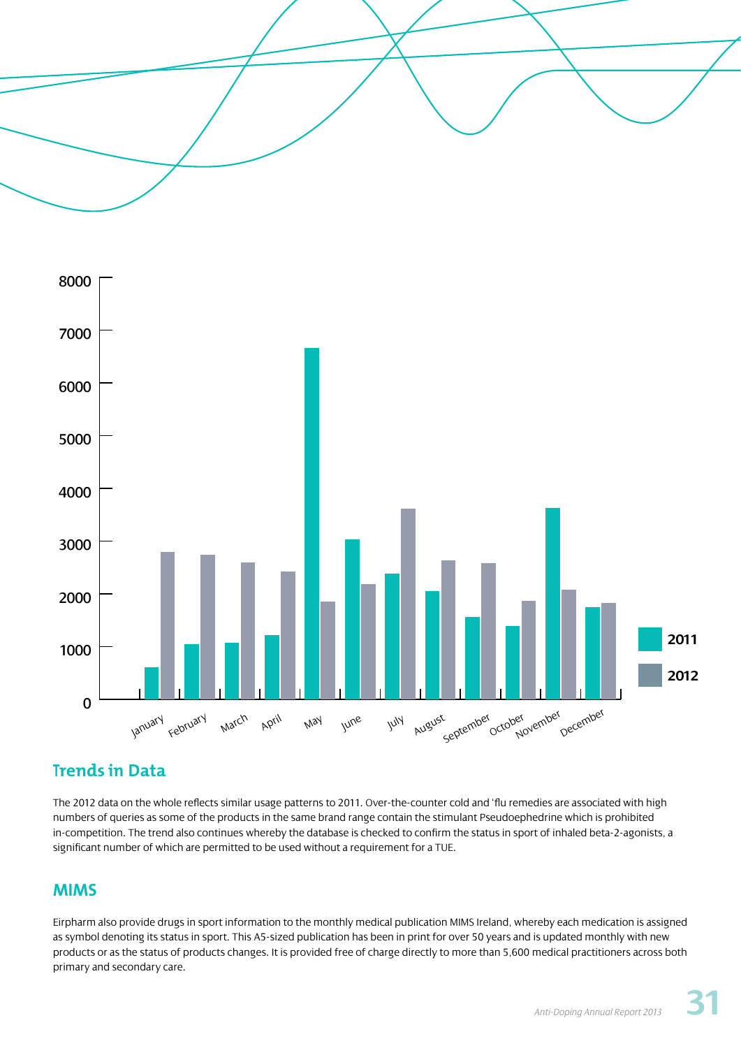## Trends in Data

The 2012 data on the whole reflects similar usage patterns to 2011. Over-the-counter cold and 'flu remedies are associated with high numbers of queries as some of the products in the same brand range contain the stimulant Pseudoephedrine which is prohibited in-competition. The trend also continues whereby the database is checked to confirm the status in sport of inhaled beta-2-agonists, a significant number of which are permitted to be used without a requirement for a TUE.

## MIMS

Eirpharm also provide drugs in sport information to the monthly medical publication MIMS Ireland, whereby each medication is assigned as symbol denoting its status in sport. This A5-sized publication has been in print for over 50 years and is updated monthly with new products or as the status of products changes. It is provided free of charge directly to more than 5,600 medical practitioners across both primary and secondary care.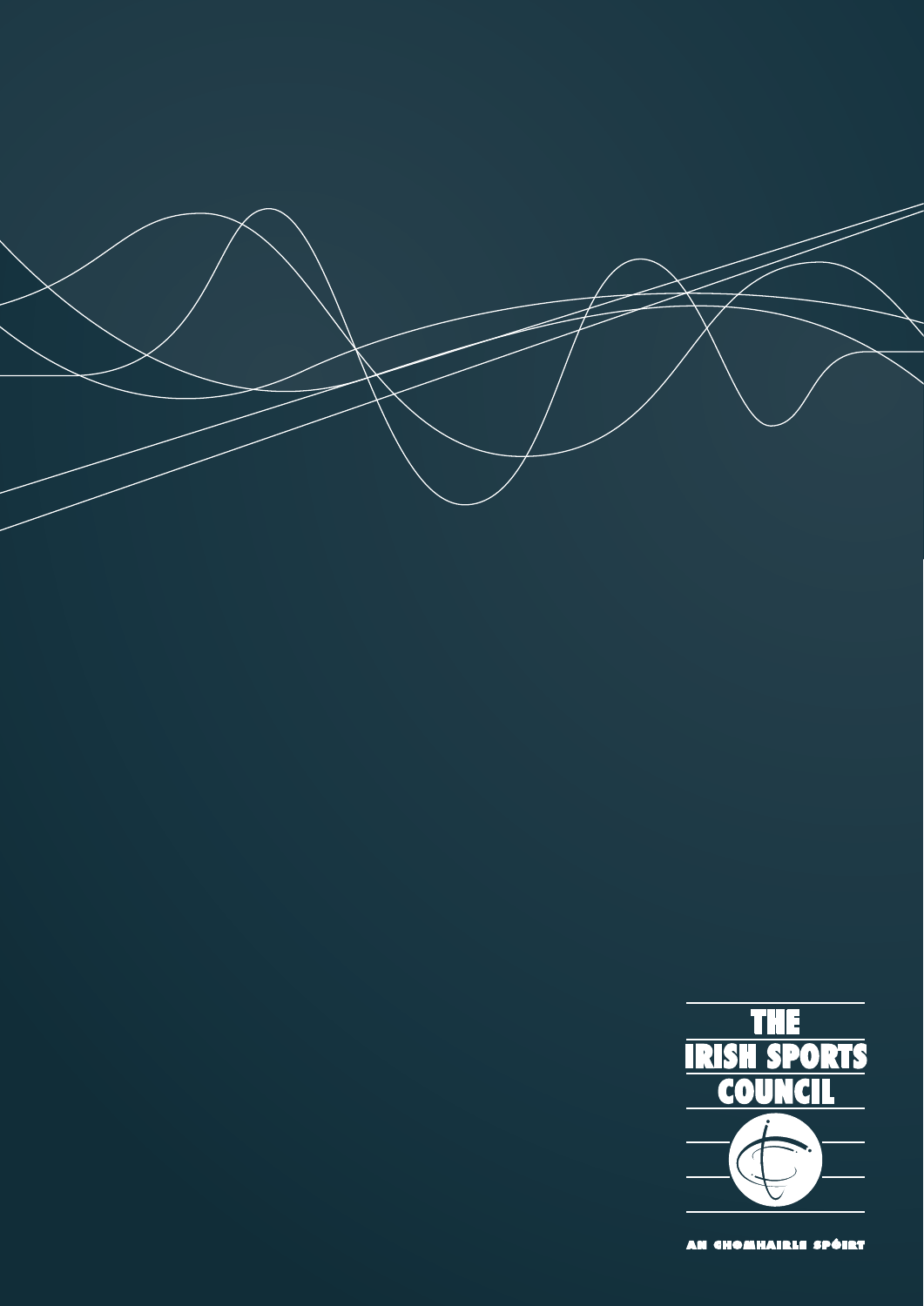THE
IRISH SPORTS
COUNCIL

AN CHOMHAIRLE SPÓIRT